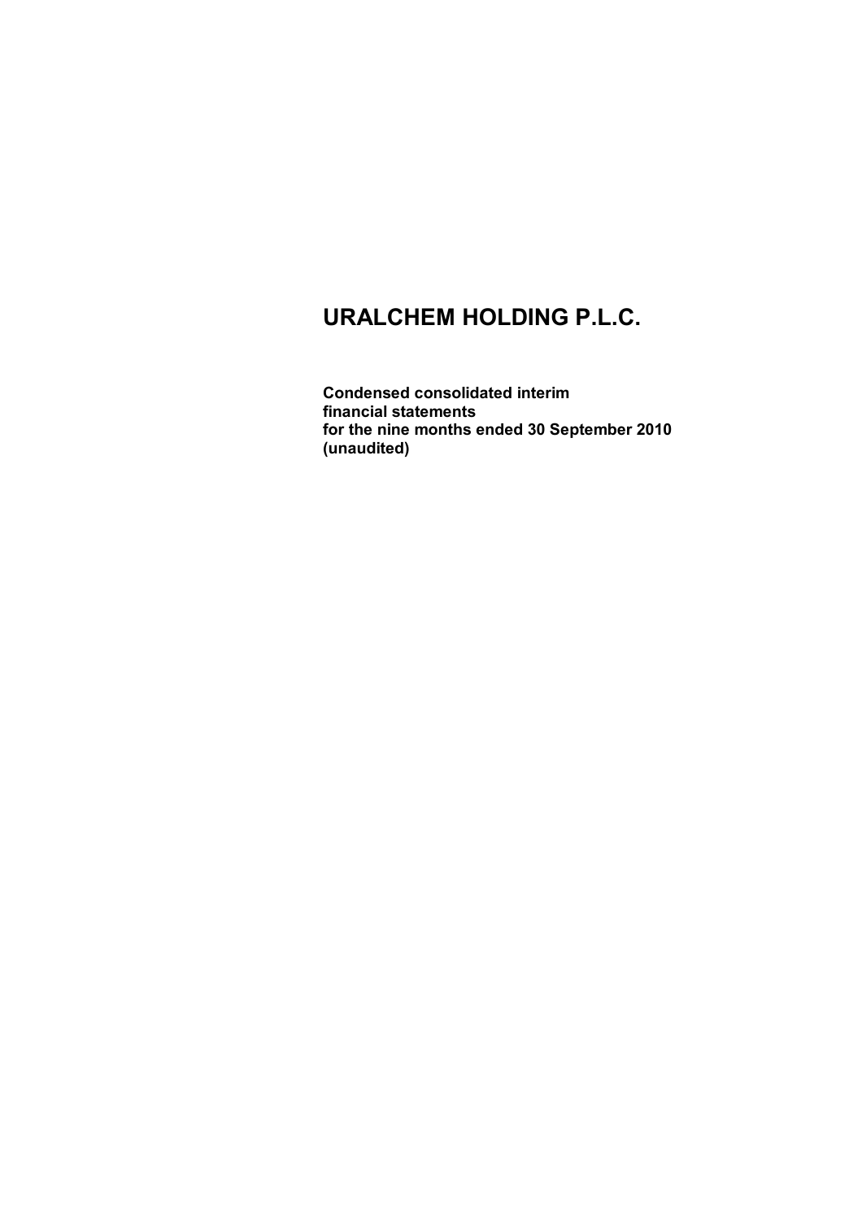# URALCHEM HOLDING P.L.C.

**Condensed consolidated interim financial statements for the nine months ended 30 September 2010 (unaudited)**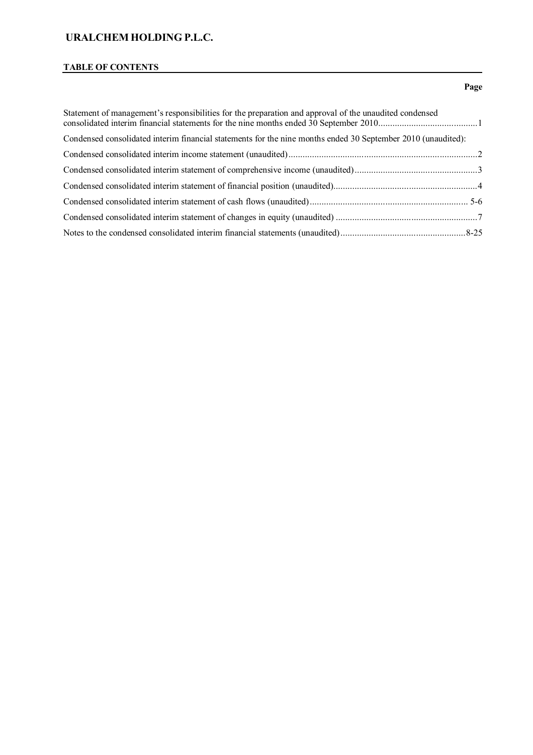# URALCHEM HOLDING P.L.C.

## TABLE OF CONTENTS

| | Page |
|---|---|
| Statement of management's responsibilities for the preparation and approval of the unaudited condensed consolidated interim financial statements for the nine months ended 30 September 2010 | 1 |
| Condensed consolidated interim financial statements for the nine months ended 30 September 2010 (unaudited): | |
| Condensed consolidated interim income statement (unaudited) | 2 |
| Condensed consolidated interim statement of comprehensive income (unaudited) | 3 |
| Condensed consolidated interim statement of financial position (unaudited) | 4 |
| Condensed consolidated interim statement of cash flows (unaudited) | 5-6 |
| Condensed consolidated interim statement of changes in equity (unaudited) | 7 |
| Notes to the condensed consolidated interim financial statements (unaudited) | 8-25 |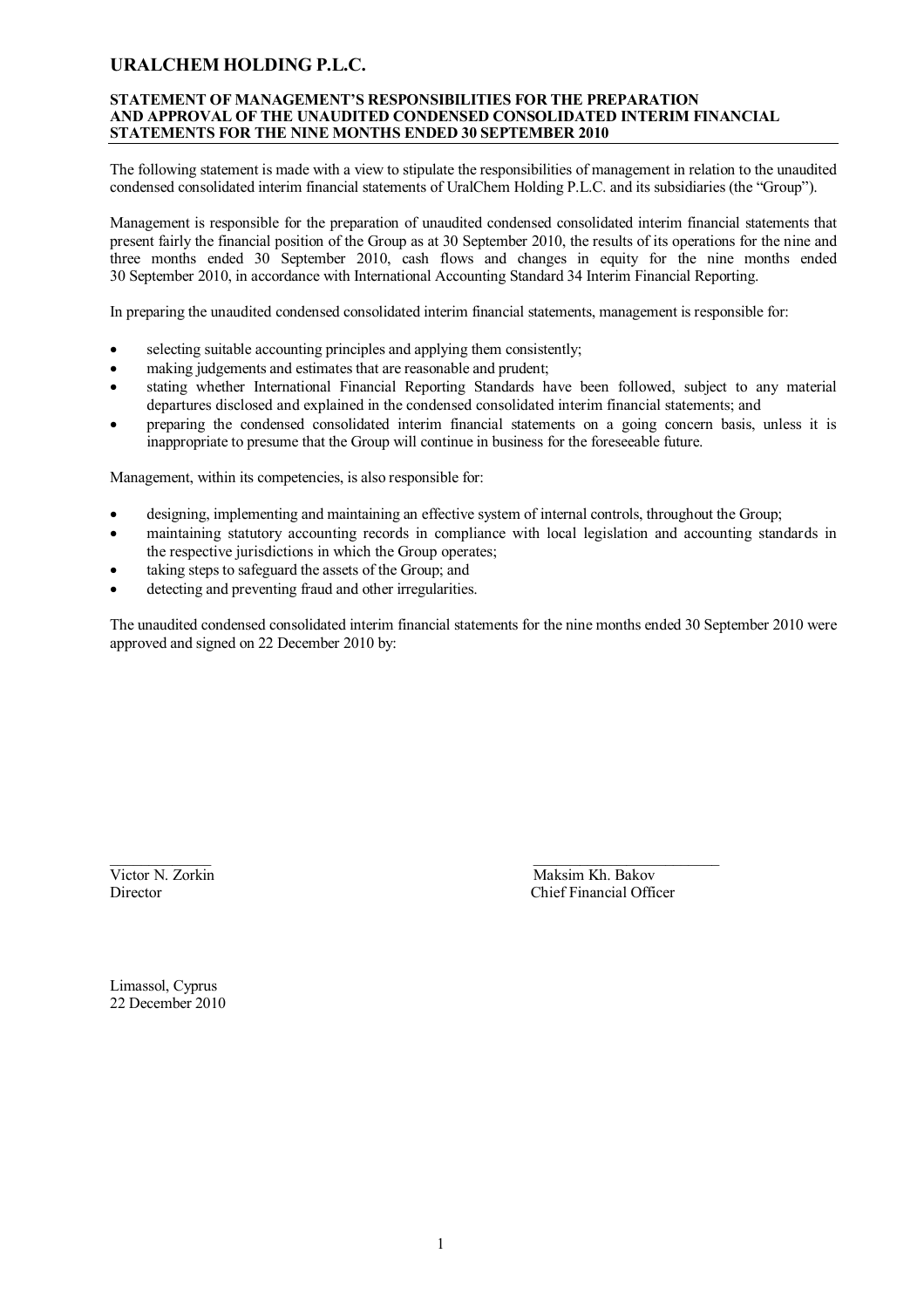# URALCHEM HOLDING P.L.C.

## STATEMENT OF MANAGEMENT'S RESPONSIBILITIES FOR THE PREPARATION AND APPROVAL OF THE UNAUDITED CONDENSED CONSOLIDATED INTERIM FINANCIAL STATEMENTS FOR THE NINE MONTHS ENDED 30 SEPTEMBER 2010

The following statement is made with a view to stipulate the responsibilities of management in relation to the unaudited condensed consolidated interim financial statements of UralChem Holding P.L.C. and its subsidiaries (the "Group").

Management is responsible for the preparation of unaudited condensed consolidated interim financial statements that present fairly the financial position of the Group as at 30 September 2010, the results of its operations for the nine and three months ended 30 September 2010, cash flows and changes in equity for the nine months ended 30 September 2010, in accordance with International Accounting Standard 34 Interim Financial Reporting.

In preparing the unaudited condensed consolidated interim financial statements, management is responsible for:

- selecting suitable accounting principles and applying them consistently;
- making judgements and estimates that are reasonable and prudent;
- stating whether International Financial Reporting Standards have been followed, subject to any material departures disclosed and explained in the condensed consolidated interim financial statements; and
- preparing the condensed consolidated interim financial statements on a going concern basis, unless it is inappropriate to presume that the Group will continue in business for the foreseeable future.

Management, within its competencies, is also responsible for:

- designing, implementing and maintaining an effective system of internal controls, throughout the Group;
- maintaining statutory accounting records in compliance with local legislation and accounting standards in the respective jurisdictions in which the Group operates;
- taking steps to safeguard the assets of the Group; and
- detecting and preventing fraud and other irregularities.

The unaudited condensed consolidated interim financial statements for the nine months ended 30 September 2010 were approved and signed on 22 December 2010 by:

Victor N. Zorkin
Director

Maksim Kh. Bakov
Chief Financial Officer

Limassol, Cyprus
22 December 2010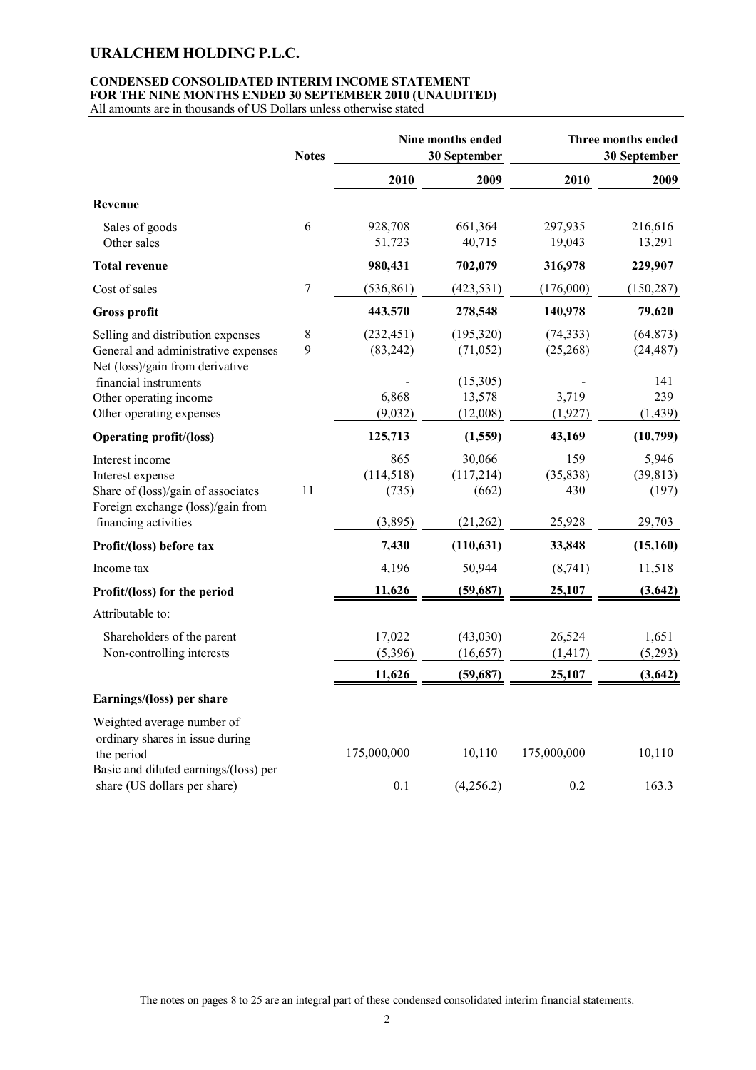# URALCHEM HOLDING P.L.C.

## CONDENSED CONSOLIDATED INTERIM INCOME STATEMENT FOR THE NINE MONTHS ENDED 30 SEPTEMBER 2010 (UNAUDITED)

All amounts are in thousands of US Dollars unless otherwise stated

| | Notes | Nine months ended 30 September | | Three months ended 30 September | |
|---|---|---|---|---|---|
| | | **2010** | **2009** | **2010** | **2009** |
| **Revenue** | | | | | |
| Sales of goods | 6 | 928,708 | 661,364 | 297,935 | 216,616 |
| Other sales | | 51,723 | 40,715 | 19,043 | 13,291 |
| **Total revenue** | | **980,431** | **702,079** | **316,978** | **229,907** |
| Cost of sales | 7 | (536,861) | (423,531) | (176,000) | (150,287) |
| **Gross profit** | | **443,570** | **278,548** | **140,978** | **79,620** |
| Selling and distribution expenses | 8 | (232,451) | (195,320) | (74,333) | (64,873) |
| General and administrative expenses | 9 | (83,242) | (71,052) | (25,268) | (24,487) |
| Net (loss)/gain from derivative financial instruments | | - | (15,305) | - | 141 |
| Other operating income | | 6,868 | 13,578 | 3,719 | 239 |
| Other operating expenses | | (9,032) | (12,008) | (1,927) | (1,439) |
| **Operating profit/(loss)** | | **125,713** | **(1,559)** | **43,169** | **(10,799)** |
| Interest income | | 865 | 30,066 | 159 | 5,946 |
| Interest expense | | (114,518) | (117,214) | (35,838) | (39,813) |
| Share of (loss)/gain of associates | 11 | (735) | (662) | 430 | (197) |
| Foreign exchange (loss)/gain from financing activities | | (3,895) | (21,262) | 25,928 | 29,703 |
| **Profit/(loss) before tax** | | **7,430** | **(110,631)** | **33,848** | **(15,160)** |
| Income tax | | 4,196 | 50,944 | (8,741) | 11,518 |
| **Profit/(loss) for the period** | | **11,626** | **(59,687)** | **25,107** | **(3,642)** |
| Attributable to: | | | | | |
| Shareholders of the parent | | 17,022 | (43,030) | 26,524 | 1,651 |
| Non-controlling interests | | (5,396) | (16,657) | (1,417) | (5,293) |
| | | **11,626** | **(59,687)** | **25,107** | **(3,642)** |
| **Earnings/(loss) per share** | | | | | |
| Weighted average number of ordinary shares in issue during the period | | 175,000,000 | 10,110 | 175,000,000 | 10,110 |
| Basic and diluted earnings/(loss) per share (US dollars per share) | | 0.1 | (4,256.2) | 0.2 | 163.3 |

The notes on pages 8 to 25 are an integral part of these condensed consolidated interim financial statements.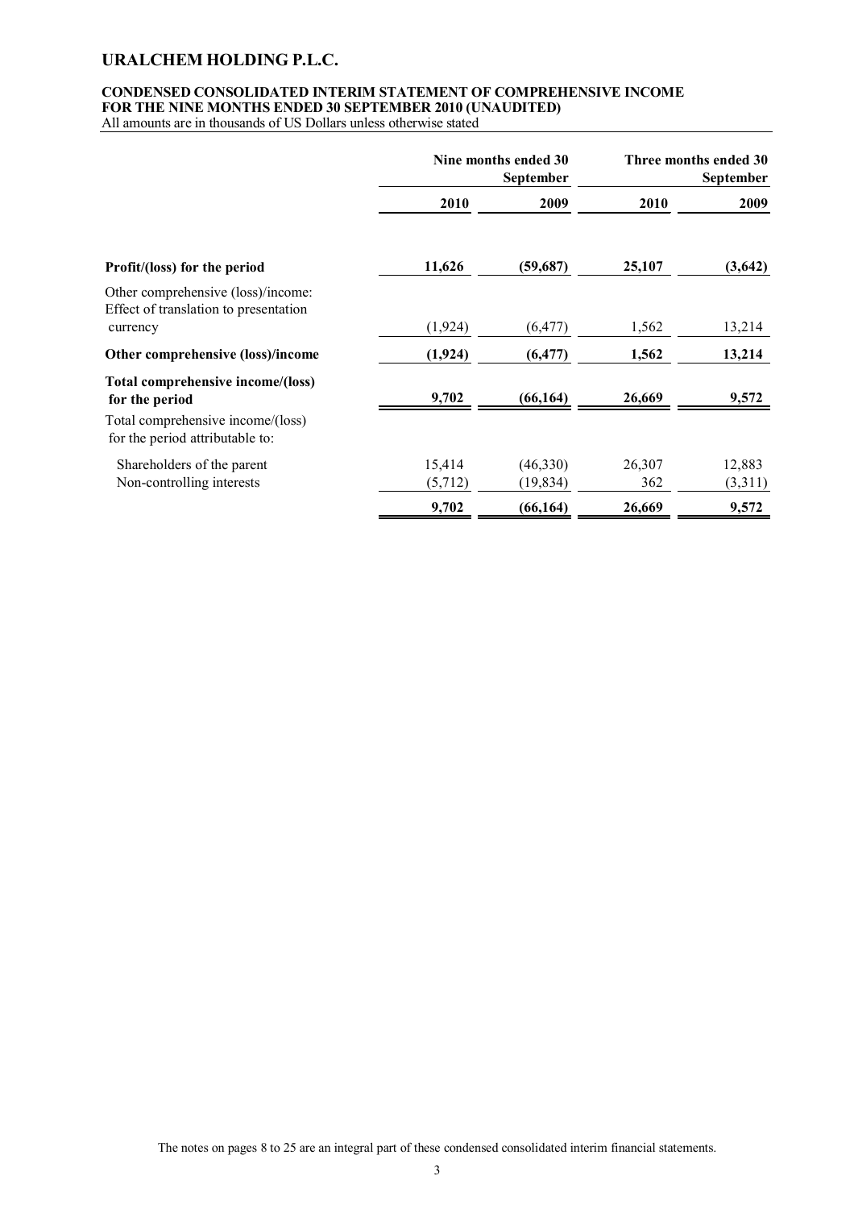# URALCHEM HOLDING P.L.C.

**CONDENSED CONSOLIDATED INTERIM STATEMENT OF COMPREHENSIVE INCOME**
**FOR THE NINE MONTHS ENDED 30 SEPTEMBER 2010 (UNAUDITED)**
All amounts are in thousands of US Dollars unless otherwise stated

| | Nine months ended 30 September | | Three months ended 30 September | |
|---|---|---|---|---|
| | **2010** | **2009** | **2010** | **2009** |
| **Profit/(loss) for the period** | **11,626** | **(59,687)** | **25,107** | **(3,642)** |
| Other comprehensive (loss)/income: Effect of translation to presentation currency | (1,924) | (6,477) | 1,562 | 13,214 |
| **Other comprehensive (loss)/income** | **(1,924)** | **(6,477)** | **1,562** | **13,214** |
| **Total comprehensive income/(loss) for the period** | **9,702** | **(66,164)** | **26,669** | **9,572** |
| Total comprehensive income/(loss) for the period attributable to: | | | | |
| Shareholders of the parent | 15,414 | (46,330) | 26,307 | 12,883 |
| Non-controlling interests | (5,712) | (19,834) | 362 | (3,311) |
| | **9,702** | **(66,164)** | **26,669** | **9,572** |

The notes on pages 8 to 25 are an integral part of these condensed consolidated interim financial statements.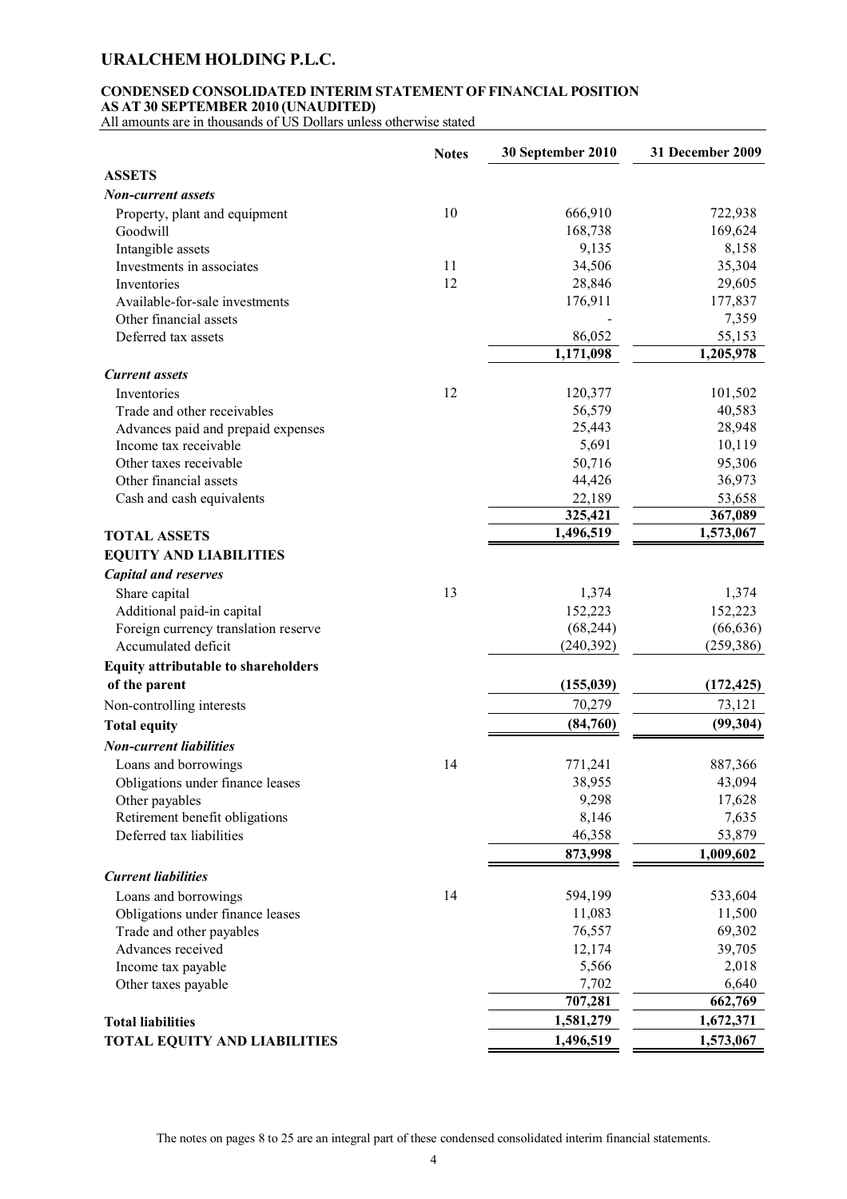# URALCHEM HOLDING P.L.C.

## CONDENSED CONSOLIDATED INTERIM STATEMENT OF FINANCIAL POSITION AS AT 30 SEPTEMBER 2010 (UNAUDITED)

All amounts are in thousands of US Dollars unless otherwise stated

| | Notes | 30 September 2010 | 31 December 2009 |
|---|---|---|---|
| **ASSETS** | | | |
| ***Non-current assets*** | | | |
| Property, plant and equipment | 10 | 666,910 | 722,938 |
| Goodwill | | 168,738 | 169,624 |
| Intangible assets | | 9,135 | 8,158 |
| Investments in associates | 11 | 34,506 | 35,304 |
| Inventories | 12 | 28,846 | 29,605 |
| Available-for-sale investments | | 176,911 | 177,837 |
| Other financial assets | | - | 7,359 |
| Deferred tax assets | | 86,052 | 55,153 |
| | | **1,171,098** | **1,205,978** |
| ***Current assets*** | | | |
| Inventories | 12 | 120,377 | 101,502 |
| Trade and other receivables | | 56,579 | 40,583 |
| Advances paid and prepaid expenses | | 25,443 | 28,948 |
| Income tax receivable | | 5,691 | 10,119 |
| Other taxes receivable | | 50,716 | 95,306 |
| Other financial assets | | 44,426 | 36,973 |
| Cash and cash equivalents | | 22,189 | 53,658 |
| | | **325,421** | **367,089** |
| **TOTAL ASSETS** | | **1,496,519** | **1,573,067** |
| **EQUITY AND LIABILITIES** | | | |
| ***Capital and reserves*** | | | |
| Share capital | 13 | 1,374 | 1,374 |
| Additional paid-in capital | | 152,223 | 152,223 |
| Foreign currency translation reserve | | (68,244) | (66,636) |
| Accumulated deficit | | (240,392) | (259,386) |
| **Equity attributable to shareholders of the parent** | | **(155,039)** | **(172,425)** |
| Non-controlling interests | | 70,279 | 73,121 |
| **Total equity** | | **(84,760)** | **(99,304)** |
| ***Non-current liabilities*** | | | |
| Loans and borrowings | 14 | 771,241 | 887,366 |
| Obligations under finance leases | | 38,955 | 43,094 |
| Other payables | | 9,298 | 17,628 |
| Retirement benefit obligations | | 8,146 | 7,635 |
| Deferred tax liabilities | | 46,358 | 53,879 |
| | | **873,998** | **1,009,602** |
| ***Current liabilities*** | | | |
| Loans and borrowings | 14 | 594,199 | 533,604 |
| Obligations under finance leases | | 11,083 | 11,500 |
| Trade and other payables | | 76,557 | 69,302 |
| Advances received | | 12,174 | 39,705 |
| Income tax payable | | 5,566 | 2,018 |
| Other taxes payable | | 7,702 | 6,640 |
| | | **707,281** | **662,769** |
| **Total liabilities** | | **1,581,279** | **1,672,371** |
| **TOTAL EQUITY AND LIABILITIES** | | **1,496,519** | **1,573,067** |

The notes on pages 8 to 25 are an integral part of these condensed consolidated interim financial statements.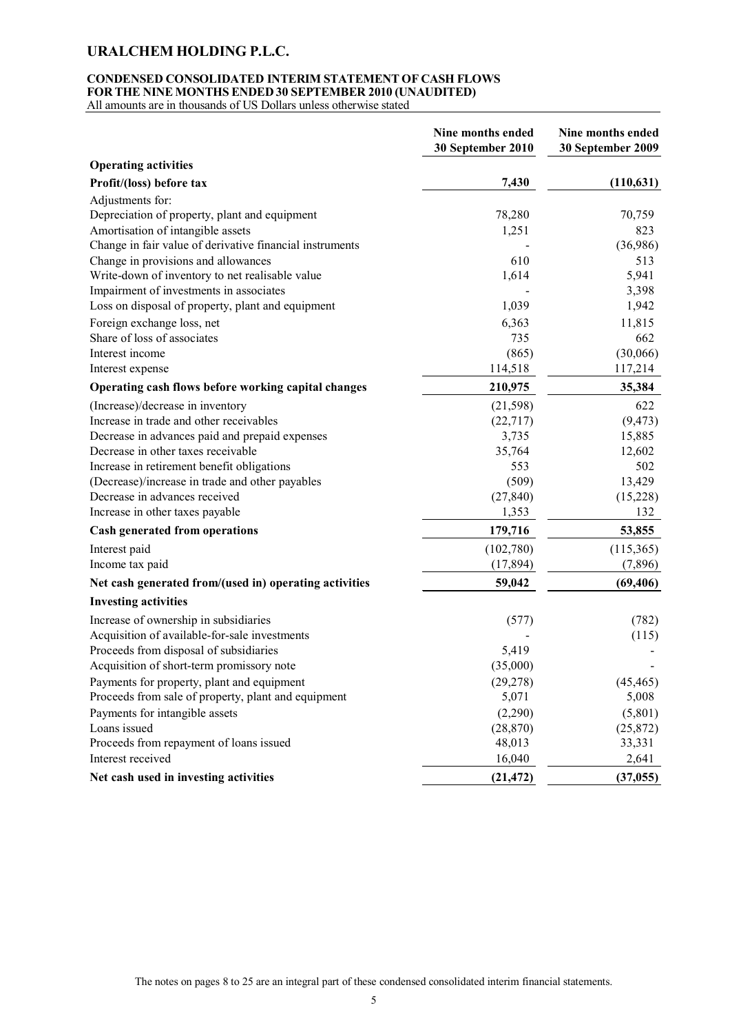# URALCHEM HOLDING P.L.C.

**CONDENSED CONSOLIDATED INTERIM STATEMENT OF CASH FLOWS**
**FOR THE NINE MONTHS ENDED 30 SEPTEMBER 2010 (UNAUDITED)**
All amounts are in thousands of US Dollars unless otherwise stated

| | Nine months ended 30 September 2010 | Nine months ended 30 September 2009 |
|---|---|---|
| **Operating activities** | | |
| **Profit/(loss) before tax** | **7,430** | **(110,631)** |
| Adjustments for: | | |
| Depreciation of property, plant and equipment | 78,280 | 70,759 |
| Amortisation of intangible assets | 1,251 | 823 |
| Change in fair value of derivative financial instruments | - | (36,986) |
| Change in provisions and allowances | 610 | 513 |
| Write-down of inventory to net realisable value | 1,614 | 5,941 |
| Impairment of investments in associates | - | 3,398 |
| Loss on disposal of property, plant and equipment | 1,039 | 1,942 |
| Foreign exchange loss, net | 6,363 | 11,815 |
| Share of loss of associates | 735 | 662 |
| Interest income | (865) | (30,066) |
| Interest expense | 114,518 | 117,214 |
| **Operating cash flows before working capital changes** | **210,975** | **35,384** |
| (Increase)/decrease in inventory | (21,598) | 622 |
| Increase in trade and other receivables | (22,717) | (9,473) |
| Decrease in advances paid and prepaid expenses | 3,735 | 15,885 |
| Decrease in other taxes receivable | 35,764 | 12,602 |
| Increase in retirement benefit obligations | 553 | 502 |
| (Decrease)/increase in trade and other payables | (509) | 13,429 |
| Decrease in advances received | (27,840) | (15,228) |
| Increase in other taxes payable | 1,353 | 132 |
| **Cash generated from operations** | **179,716** | **53,855** |
| Interest paid | (102,780) | (115,365) |
| Income tax paid | (17,894) | (7,896) |
| **Net cash generated from/(used in) operating activities** | **59,042** | **(69,406)** |
| **Investing activities** | | |
| Increase of ownership in subsidiaries | (577) | (782) |
| Acquisition of available-for-sale investments | - | (115) |
| Proceeds from disposal of subsidiaries | 5,419 | - |
| Acquisition of short-term promissory note | (35,000) | - |
| Payments for property, plant and equipment | (29,278) | (45,465) |
| Proceeds from sale of property, plant and equipment | 5,071 | 5,008 |
| Payments for intangible assets | (2,290) | (5,801) |
| Loans issued | (28,870) | (25,872) |
| Proceeds from repayment of loans issued | 48,013 | 33,331 |
| Interest received | 16,040 | 2,641 |
| **Net cash used in investing activities** | **(21,472)** | **(37,055)** |

The notes on pages 8 to 25 are an integral part of these condensed consolidated interim financial statements.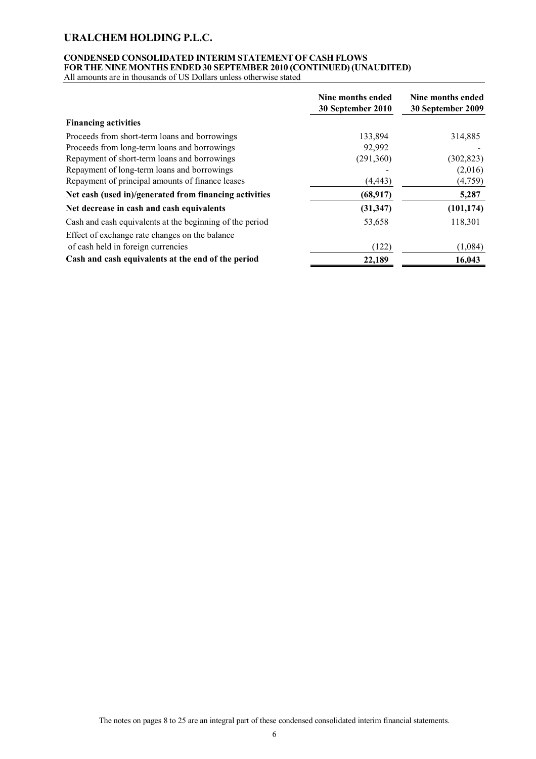# URALCHEM HOLDING P.L.C.

**CONDENSED CONSOLIDATED INTERIM STATEMENT OF CASH FLOWS**
**FOR THE NINE MONTHS ENDED 30 SEPTEMBER 2010 (CONTINUED) (UNAUDITED)**
All amounts are in thousands of US Dollars unless otherwise stated

| | Nine months ended 30 September 2010 | Nine months ended 30 September 2009 |
|---|---|---|
| **Financing activities** | | |
| Proceeds from short-term loans and borrowings | 133,894 | 314,885 |
| Proceeds from long-term loans and borrowings | 92,992 | - |
| Repayment of short-term loans and borrowings | (291,360) | (302,823) |
| Repayment of long-term loans and borrowings | - | (2,016) |
| Repayment of principal amounts of finance leases | (4,443) | (4,759) |
| **Net cash (used in)/generated from financing activities** | **(68,917)** | **5,287** |
| **Net decrease in cash and cash equivalents** | **(31,347)** | **(101,174)** |
| Cash and cash equivalents at the beginning of the period | 53,658 | 118,301 |
| Effect of exchange rate changes on the balance of cash held in foreign currencies | (122) | (1,084) |
| **Cash and cash equivalents at the end of the period** | **22,189** | **16,043** |

The notes on pages 8 to 25 are an integral part of these condensed consolidated interim financial statements.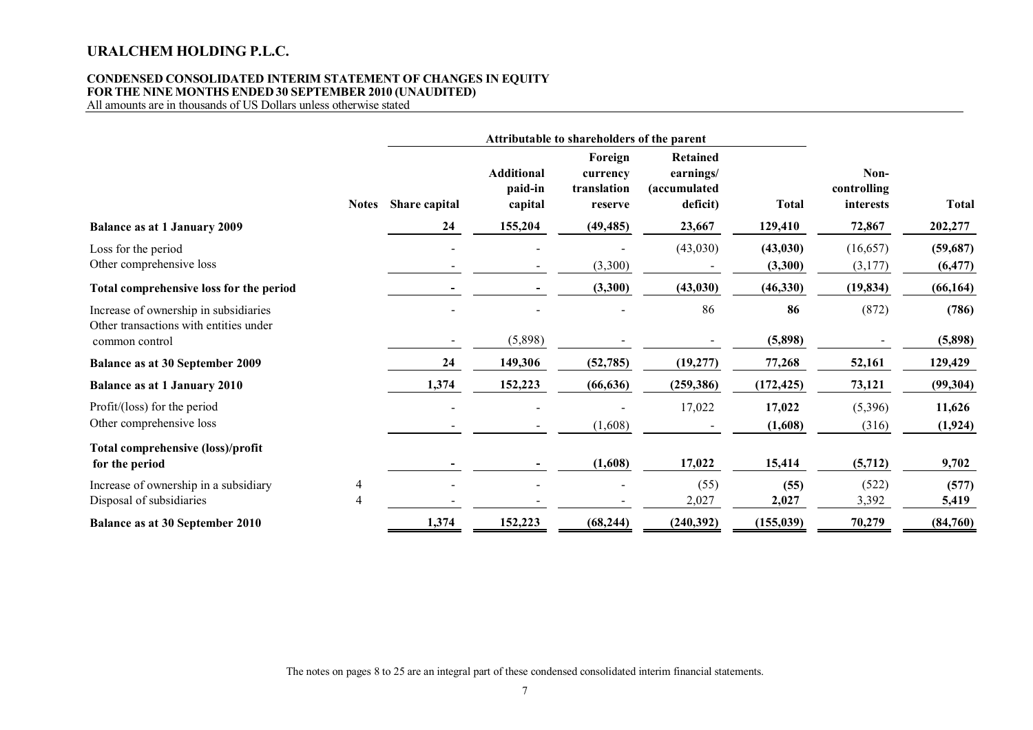# URALCHEM HOLDING P.L.C.

**CONDENSED CONSOLIDATED INTERIM STATEMENT OF CHANGES IN EQUITY**
**FOR THE NINE MONTHS ENDED 30 SEPTEMBER 2010 (UNAUDITED)**
All amounts are in thousands of US Dollars unless otherwise stated

| | | Attributable to shareholders of the parent | | | | | | |
|---|---|---|---|---|---|---|---|---|
| | **Notes** | **Share capital** | **Additional paid-in capital** | **Foreign currency translation reserve** | **Retained earnings/ (accumulated deficit)** | **Total** | **Non-controlling interests** | **Total** |
| **Balance as at 1 January 2009** | | **24** | **155,204** | **(49,485)** | **23,667** | **129,410** | **72,867** | **202,277** |
| Loss for the period | | - | - | - | (43,030) | **(43,030)** | (16,657) | **(59,687)** |
| Other comprehensive loss | | - | - | (3,300) | - | **(3,300)** | (3,177) | **(6,477)** |
| **Total comprehensive loss for the period** | | **-** | **-** | **(3,300)** | **(43,030)** | **(46,330)** | **(19,834)** | **(66,164)** |
| Increase of ownership in subsidiaries | | - | - | - | 86 | **86** | (872) | **(786)** |
| Other transactions with entities under common control | | - | (5,898) | - | - | **(5,898)** | - | **(5,898)** |
| **Balance as at 30 September 2009** | | **24** | **149,306** | **(52,785)** | **(19,277)** | **77,268** | **52,161** | **129,429** |
| **Balance as at 1 January 2010** | | **1,374** | **152,223** | **(66,636)** | **(259,386)** | **(172,425)** | **73,121** | **(99,304)** |
| Profit/(loss) for the period | | - | - | - | 17,022 | **17,022** | (5,396) | **11,626** |
| Other comprehensive loss | | - | - | (1,608) | - | **(1,608)** | (316) | **(1,924)** |
| **Total comprehensive (loss)/profit for the period** | | **-** | **-** | **(1,608)** | **17,022** | **15,414** | **(5,712)** | **9,702** |
| Increase of ownership in a subsidiary | 4 | - | - | - | (55) | **(55)** | (522) | **(577)** |
| Disposal of subsidiaries | 4 | - | - | - | 2,027 | **2,027** | 3,392 | **5,419** |
| **Balance as at 30 September 2010** | | **1,374** | **152,223** | **(68,244)** | **(240,392)** | **(155,039)** | **70,279** | **(84,760)** |

The notes on pages 8 to 25 are an integral part of these condensed consolidated interim financial statements.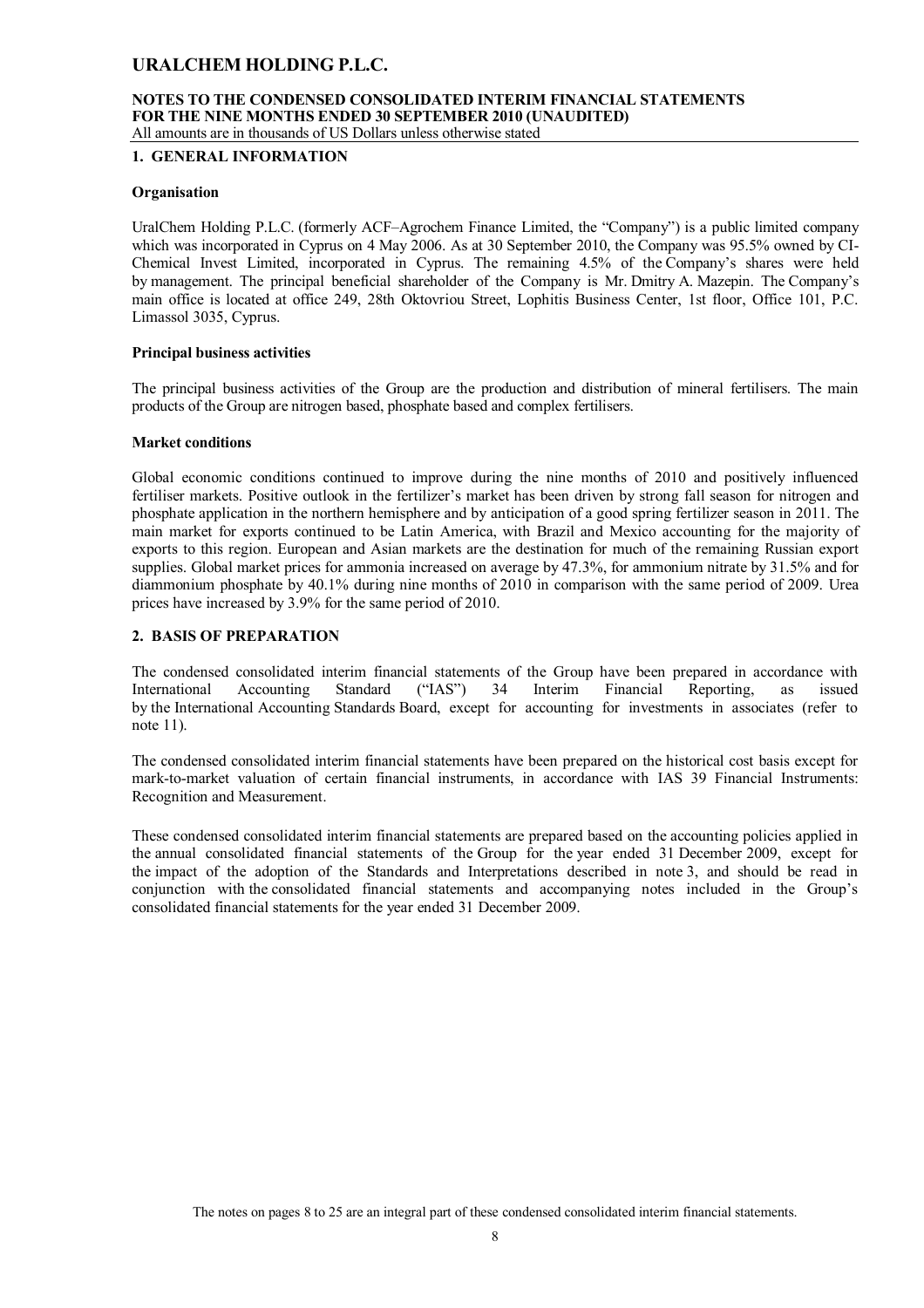# URALCHEM HOLDING P.L.C.

**NOTES TO THE CONDENSED CONSOLIDATED INTERIM FINANCIAL STATEMENTS FOR THE NINE MONTHS ENDED 30 SEPTEMBER 2010 (UNAUDITED)**
All amounts are in thousands of US Dollars unless otherwise stated

## 1. GENERAL INFORMATION

### Organisation

UralChem Holding P.L.C. (formerly ACF–Agrochem Finance Limited, the "Company") is a public limited company which was incorporated in Cyprus on 4 May 2006. As at 30 September 2010, the Company was 95.5% owned by CI-Chemical Invest Limited, incorporated in Cyprus. The remaining 4.5% of the Company's shares were held by management. The principal beneficial shareholder of the Company is Mr. Dmitry A. Mazepin. The Company's main office is located at office 249, 28th Oktovriou Street, Lophitis Business Center, 1st floor, Office 101, P.C. Limassol 3035, Cyprus.

### Principal business activities

The principal business activities of the Group are the production and distribution of mineral fertilisers. The main products of the Group are nitrogen based, phosphate based and complex fertilisers.

### Market conditions

Global economic conditions continued to improve during the nine months of 2010 and positively influenced fertiliser markets. Positive outlook in the fertilizer's market has been driven by strong fall season for nitrogen and phosphate application in the northern hemisphere and by anticipation of a good spring fertilizer season in 2011. The main market for exports continued to be Latin America, with Brazil and Mexico accounting for the majority of exports to this region. European and Asian markets are the destination for much of the remaining Russian export supplies. Global market prices for ammonia increased on average by 47.3%, for ammonium nitrate by 31.5% and for diammonium phosphate by 40.1% during nine months of 2010 in comparison with the same period of 2009. Urea prices have increased by 3.9% for the same period of 2010.

## 2. BASIS OF PREPARATION

The condensed consolidated interim financial statements of the Group have been prepared in accordance with International Accounting Standard ("IAS") 34 Interim Financial Reporting, as issued by the International Accounting Standards Board, except for accounting for investments in associates (refer to note 11).

The condensed consolidated interim financial statements have been prepared on the historical cost basis except for mark-to-market valuation of certain financial instruments, in accordance with IAS 39 Financial Instruments: Recognition and Measurement.

These condensed consolidated interim financial statements are prepared based on the accounting policies applied in the annual consolidated financial statements of the Group for the year ended 31 December 2009, except for the impact of the adoption of the Standards and Interpretations described in note 3, and should be read in conjunction with the consolidated financial statements and accompanying notes included in the Group's consolidated financial statements for the year ended 31 December 2009.

The notes on pages 8 to 25 are an integral part of these condensed consolidated interim financial statements.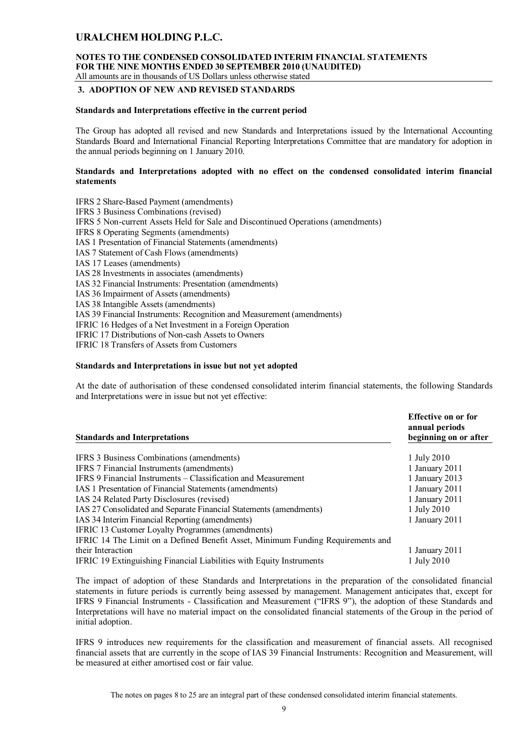## 3. ADOPTION OF NEW AND REVISED STANDARDS

**Standards and Interpretations effective in the current period**

The Group has adopted all revised and new Standards and Interpretations issued by the International Accounting Standards Board and International Financial Reporting Interpretations Committee that are mandatory for adoption in the annual periods beginning on 1 January 2010.

**Standards and Interpretations adopted with no effect on the condensed consolidated interim financial statements**

IFRS 2 Share-Based Payment (amendments)
IFRS 3 Business Combinations (revised)
IFRS 5 Non-current Assets Held for Sale and Discontinued Operations (amendments)
IFRS 8 Operating Segments (amendments)
IAS 1 Presentation of Financial Statements (amendments)
IAS 7 Statement of Cash Flows (amendments)
IAS 17 Leases (amendments)
IAS 28 Investments in associates (amendments)
IAS 32 Financial Instruments: Presentation (amendments)
IAS 36 Impairment of Assets (amendments)
IAS 38 Intangible Assets (amendments)
IAS 39 Financial Instruments: Recognition and Measurement (amendments)
IFRIC 16 Hedges of a Net Investment in a Foreign Operation
IFRIC 17 Distributions of Non-cash Assets to Owners
IFRIC 18 Transfers of Assets from Customers

**Standards and Interpretations in issue but not yet adopted**

At the date of authorisation of these condensed consolidated interim financial statements, the following Standards and Interpretations were in issue but not yet effective:

| Standards and Interpretations | Effective on or for annual periods beginning on or after |
|---|---|
| IFRS 3 Business Combinations (amendments) | 1 July 2010 |
| IFRS 7 Financial Instruments (amendments) | 1 January 2011 |
| IFRS 9 Financial Instruments – Classification and Measurement | 1 January 2013 |
| IAS 1 Presentation of Financial Statements (amendments) | 1 January 2011 |
| IAS 24 Related Party Disclosures (revised) | 1 January 2011 |
| IAS 27 Consolidated and Separate Financial Statements (amendments) | 1 July 2010 |
| IAS 34 Interim Financial Reporting (amendments) | 1 January 2011 |
| IFRIC 13 Customer Loyalty Programmes (amendments) | |
| IFRIC 14 The Limit on a Defined Benefit Asset, Minimum Funding Requirements and their Interaction | 1 January 2011 |
| IFRIC 19 Extinguishing Financial Liabilities with Equity Instruments | 1 July 2010 |

The impact of adoption of these Standards and Interpretations in the preparation of the consolidated financial statements in future periods is currently being assessed by management. Management anticipates that, except for IFRS 9 Financial Instruments - Classification and Measurement ("IFRS 9"), the adoption of these Standards and Interpretations will have no material impact on the consolidated financial statements of the Group in the period of initial adoption.

IFRS 9 introduces new requirements for the classification and measurement of financial assets. All recognised financial assets that are currently in the scope of IAS 39 Financial Instruments: Recognition and Measurement, will be measured at either amortised cost or fair value.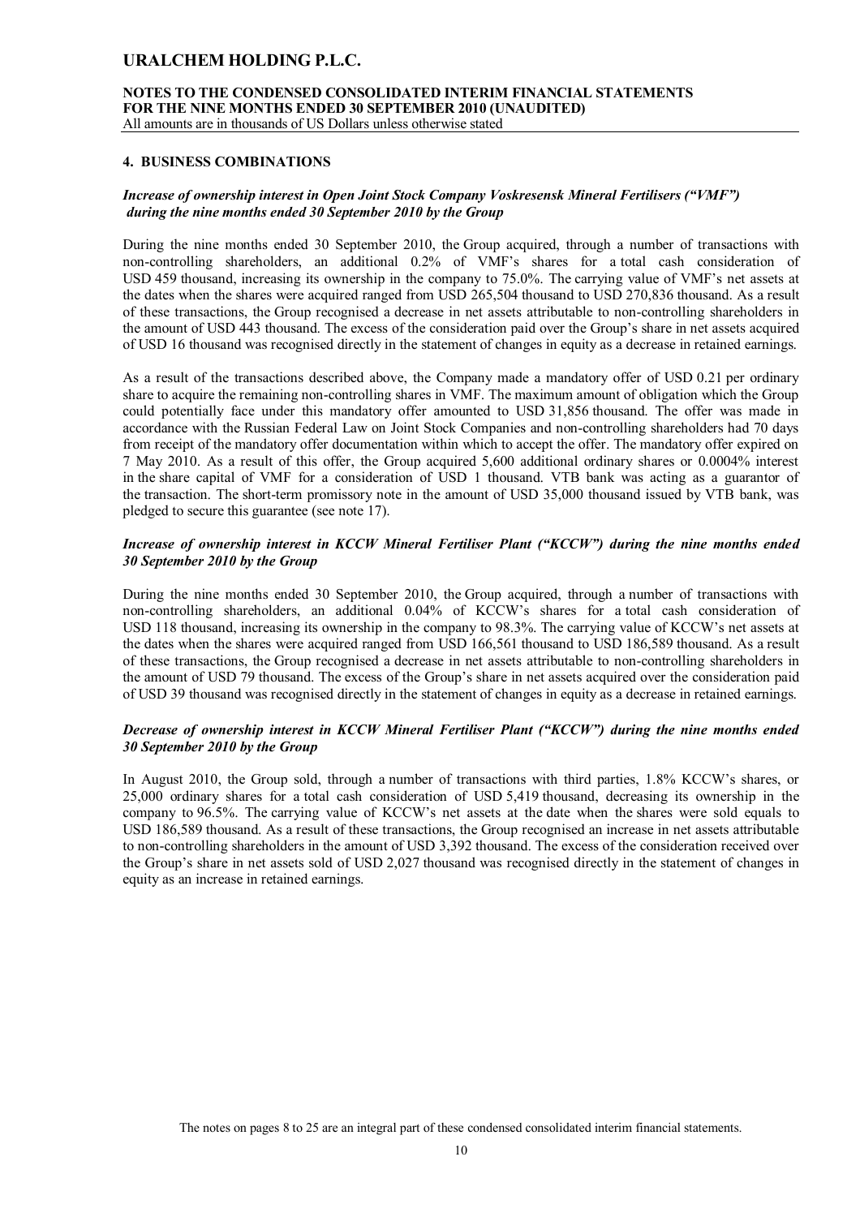## 4. BUSINESS COMBINATIONS

### *Increase of ownership interest in Open Joint Stock Company Voskresensk Mineral Fertilisers ("VMF") during the nine months ended 30 September 2010 by the Group*

During the nine months ended 30 September 2010, the Group acquired, through a number of transactions with non-controlling shareholders, an additional 0.2% of VMF's shares for a total cash consideration of USD 459 thousand, increasing its ownership in the company to 75.0%. The carrying value of VMF's net assets at the dates when the shares were acquired ranged from USD 265,504 thousand to USD 270,836 thousand. As a result of these transactions, the Group recognised a decrease in net assets attributable to non-controlling shareholders in the amount of USD 443 thousand. The excess of the consideration paid over the Group's share in net assets acquired of USD 16 thousand was recognised directly in the statement of changes in equity as a decrease in retained earnings.

As a result of the transactions described above, the Company made a mandatory offer of USD 0.21 per ordinary share to acquire the remaining non-controlling shares in VMF. The maximum amount of obligation which the Group could potentially face under this mandatory offer amounted to USD 31,856 thousand. The offer was made in accordance with the Russian Federal Law on Joint Stock Companies and non-controlling shareholders had 70 days from receipt of the mandatory offer documentation within which to accept the offer. The mandatory offer expired on 7 May 2010. As a result of this offer, the Group acquired 5,600 additional ordinary shares or 0.0004% interest in the share capital of VMF for a consideration of USD 1 thousand. VTB bank was acting as a guarantor of the transaction. The short-term promissory note in the amount of USD 35,000 thousand issued by VTB bank, was pledged to secure this guarantee (see note 17).

### *Increase of ownership interest in KCCW Mineral Fertiliser Plant ("KCCW") during the nine months ended 30 September 2010 by the Group*

During the nine months ended 30 September 2010, the Group acquired, through a number of transactions with non-controlling shareholders, an additional 0.04% of KCCW's shares for a total cash consideration of USD 118 thousand, increasing its ownership in the company to 98.3%. The carrying value of KCCW's net assets at the dates when the shares were acquired ranged from USD 166,561 thousand to USD 186,589 thousand. As a result of these transactions, the Group recognised a decrease in net assets attributable to non-controlling shareholders in the amount of USD 79 thousand. The excess of the Group's share in net assets acquired over the consideration paid of USD 39 thousand was recognised directly in the statement of changes in equity as a decrease in retained earnings.

### *Decrease of ownership interest in KCCW Mineral Fertiliser Plant ("KCCW") during the nine months ended 30 September 2010 by the Group*

In August 2010, the Group sold, through a number of transactions with third parties, 1.8% KCCW's shares, or 25,000 ordinary shares for a total cash consideration of USD 5,419 thousand, decreasing its ownership in the company to 96.5%. The carrying value of KCCW's net assets at the date when the shares were sold equals to USD 186,589 thousand. As a result of these transactions, the Group recognised an increase in net assets attributable to non-controlling shareholders in the amount of USD 3,392 thousand. The excess of the consideration received over the Group's share in net assets sold of USD 2,027 thousand was recognised directly in the statement of changes in equity as an increase in retained earnings.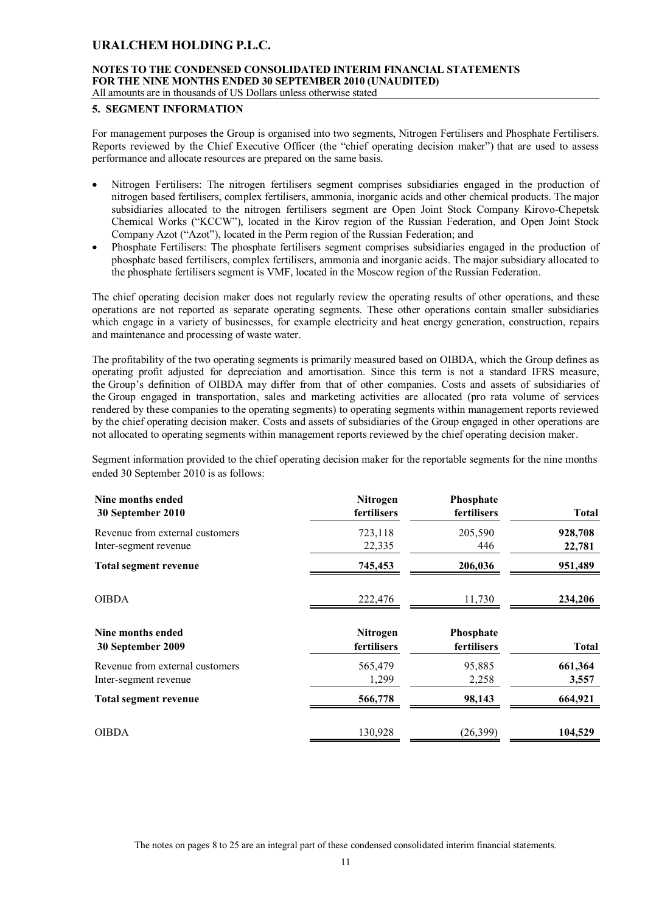## 5. SEGMENT INFORMATION

For management purposes the Group is organised into two segments, Nitrogen Fertilisers and Phosphate Fertilisers. Reports reviewed by the Chief Executive Officer (the "chief operating decision maker") that are used to assess performance and allocate resources are prepared on the same basis.

- Nitrogen Fertilisers: The nitrogen fertilisers segment comprises subsidiaries engaged in the production of nitrogen based fertilisers, complex fertilisers, ammonia, inorganic acids and other chemical products. The major subsidiaries allocated to the nitrogen fertilisers segment are Open Joint Stock Company Kirovo-Chepetsk Chemical Works ("KCCW"), located in the Kirov region of the Russian Federation, and Open Joint Stock Company Azot ("Azot"), located in the Perm region of the Russian Federation; and
- Phosphate Fertilisers: The phosphate fertilisers segment comprises subsidiaries engaged in the production of phosphate based fertilisers, complex fertilisers, ammonia and inorganic acids. The major subsidiary allocated to the phosphate fertilisers segment is VMF, located in the Moscow region of the Russian Federation.

The chief operating decision maker does not regularly review the operating results of other operations, and these operations are not reported as separate operating segments. These other operations contain smaller subsidiaries which engage in a variety of businesses, for example electricity and heat energy generation, construction, repairs and maintenance and processing of waste water.

The profitability of the two operating segments is primarily measured based on OIBDA, which the Group defines as operating profit adjusted for depreciation and amortisation. Since this term is not a standard IFRS measure, the Group's definition of OIBDA may differ from that of other companies. Costs and assets of subsidiaries of the Group engaged in transportation, sales and marketing activities are allocated (pro rata volume of services rendered by these companies to the operating segments) to operating segments within management reports reviewed by the chief operating decision maker. Costs and assets of subsidiaries of the Group engaged in other operations are not allocated to operating segments within management reports reviewed by the chief operating decision maker.

Segment information provided to the chief operating decision maker for the reportable segments for the nine months ended 30 September 2010 is as follows:

| Nine months ended 30 September 2010 | Nitrogen fertilisers | Phosphate fertilisers | Total |
|---|---|---|---|
| Revenue from external customers | 723,118 | 205,590 | **928,708** |
| Inter-segment revenue | 22,335 | 446 | **22,781** |
| **Total segment revenue** | **745,453** | **206,036** | **951,489** |
| OIBDA | 222,476 | 11,730 | **234,206** |

| Nine months ended 30 September 2009 | Nitrogen fertilisers | Phosphate fertilisers | Total |
|---|---|---|---|
| Revenue from external customers | 565,479 | 95,885 | **661,364** |
| Inter-segment revenue | 1,299 | 2,258 | **3,557** |
| **Total segment revenue** | **566,778** | **98,143** | **664,921** |
| OIBDA | 130,928 | (26,399) | **104,529** |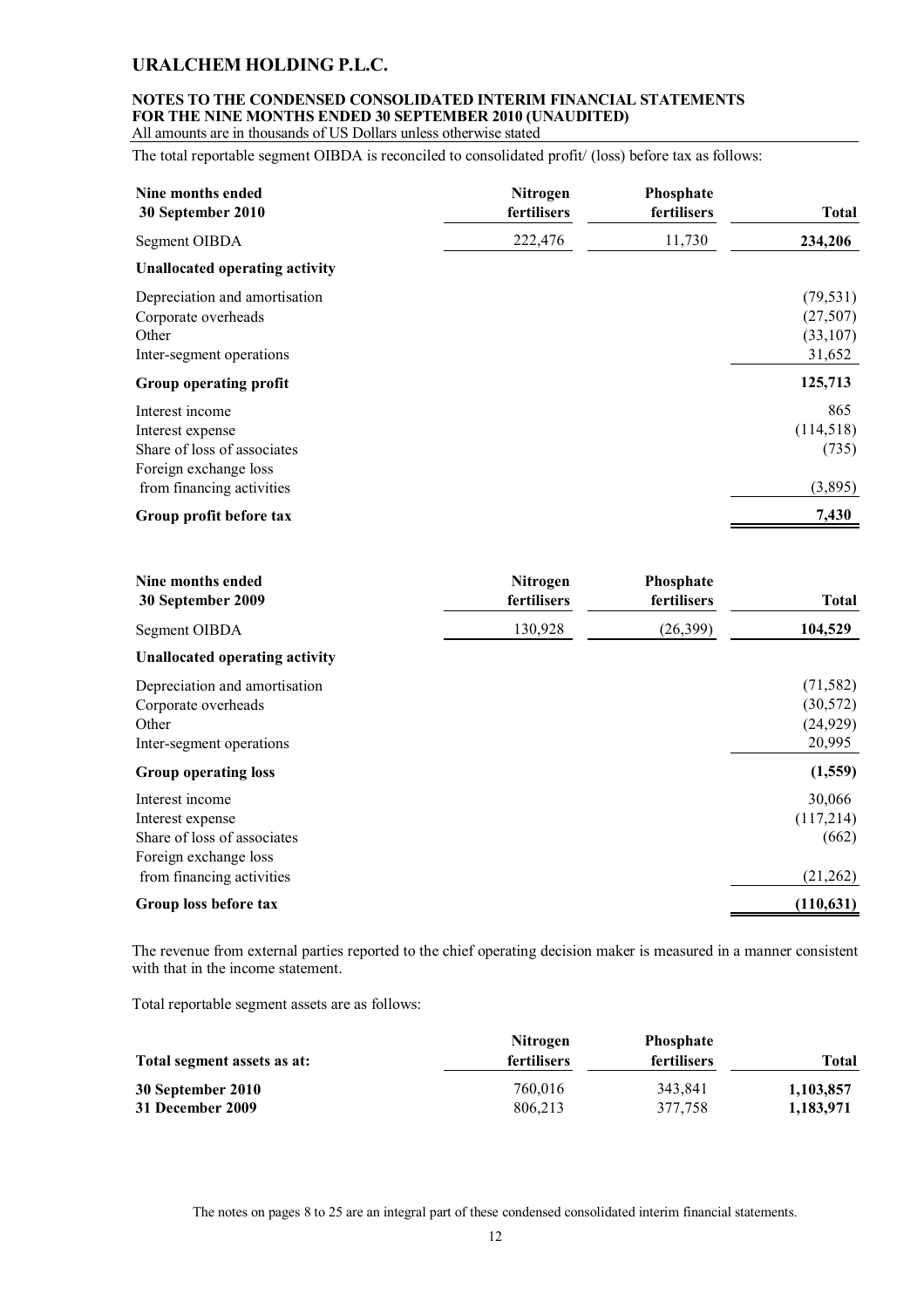The total reportable segment OIBDA is reconciled to consolidated profit/ (loss) before tax as follows:

| Nine months ended 30 September 2010 | Nitrogen fertilisers | Phosphate fertilisers | Total |
|---|---|---|---|
| Segment OIBDA | 222,476 | 11,730 | **234,206** |
| **Unallocated operating activity** | | | |
| Depreciation and amortisation | | | (79,531) |
| Corporate overheads | | | (27,507) |
| Other | | | (33,107) |
| Inter-segment operations | | | 31,652 |
| **Group operating profit** | | | **125,713** |
| Interest income | | | 865 |
| Interest expense | | | (114,518) |
| Share of loss of associates | | | (735) |
| Foreign exchange loss from financing activities | | | (3,895) |
| **Group profit before tax** | | | **7,430** |

| Nine months ended 30 September 2009 | Nitrogen fertilisers | Phosphate fertilisers | Total |
|---|---|---|---|
| Segment OIBDA | 130,928 | (26,399) | **104,529** |
| **Unallocated operating activity** | | | |
| Depreciation and amortisation | | | (71,582) |
| Corporate overheads | | | (30,572) |
| Other | | | (24,929) |
| Inter-segment operations | | | 20,995 |
| **Group operating loss** | | | **(1,559)** |
| Interest income | | | 30,066 |
| Interest expense | | | (117,214) |
| Share of loss of associates | | | (662) |
| Foreign exchange loss from financing activities | | | (21,262) |
| **Group loss before tax** | | | **(110,631)** |

The revenue from external parties reported to the chief operating decision maker is measured in a manner consistent with that in the income statement.

Total reportable segment assets are as follows:

| Total segment assets as at: | Nitrogen fertilisers | Phosphate fertilisers | Total |
|---|---|---|---|
| **30 September 2010** | 760,016 | 343,841 | **1,103,857** |
| **31 December 2009** | 806,213 | 377,758 | **1,183,971** |

The notes on pages 8 to 25 are an integral part of these condensed consolidated interim financial statements.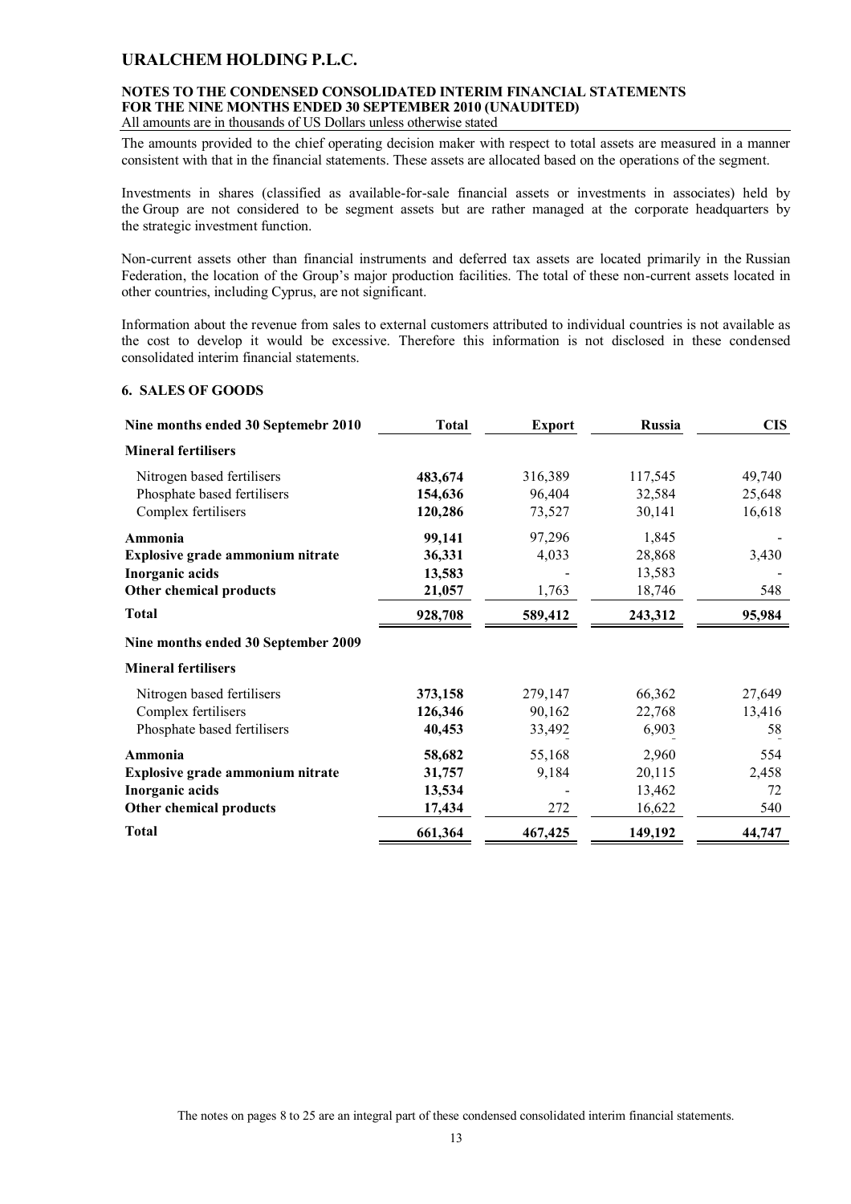The amounts provided to the chief operating decision maker with respect to total assets are measured in a manner consistent with that in the financial statements. These assets are allocated based on the operations of the segment.

Investments in shares (classified as available-for-sale financial assets or investments in associates) held by the Group are not considered to be segment assets but are rather managed at the corporate headquarters by the strategic investment function.

Non-current assets other than financial instruments and deferred tax assets are located primarily in the Russian Federation, the location of the Group's major production facilities. The total of these non-current assets located in other countries, including Cyprus, are not significant.

Information about the revenue from sales to external customers attributed to individual countries is not available as the cost to develop it would be excessive. Therefore this information is not disclosed in these condensed consolidated interim financial statements.

## 6. SALES OF GOODS

| Nine months ended 30 Septemebr 2010 | Total | Export | Russia | CIS |
|---|---|---|---|---|
| **Mineral fertilisers** | | | | |
| Nitrogen based fertilisers | **483,674** | 316,389 | 117,545 | 49,740 |
| Phosphate based fertilisers | **154,636** | 96,404 | 32,584 | 25,648 |
| Complex fertilisers | **120,286** | 73,527 | 30,141 | 16,618 |
| **Ammonia** | **99,141** | 97,296 | 1,845 | - |
| **Explosive grade ammonium nitrate** | **36,331** | 4,033 | 28,868 | 3,430 |
| **Inorganic acids** | **13,583** | - | 13,583 | - |
| **Other chemical products** | **21,057** | 1,763 | 18,746 | 548 |
| **Total** | **928,708** | **589,412** | **243,312** | **95,984** |
| **Nine months ended 30 September 2009** | | | | |
| **Mineral fertilisers** | | | | |
| Nitrogen based fertilisers | **373,158** | 279,147 | 66,362 | 27,649 |
| Complex fertilisers | **126,346** | 90,162 | 22,768 | 13,416 |
| Phosphate based fertilisers | **40,453** | 33,492 | 6,903 | 58 |
| **Ammonia** | **58,682** | 55,168 | 2,960 | 554 |
| **Explosive grade ammonium nitrate** | **31,757** | 9,184 | 20,115 | 2,458 |
| **Inorganic acids** | **13,534** | - | 13,462 | 72 |
| **Other chemical products** | **17,434** | 272 | 16,622 | 540 |
| **Total** | **661,364** | **467,425** | **149,192** | **44,747** |

The notes on pages 8 to 25 are an integral part of these condensed consolidated interim financial statements.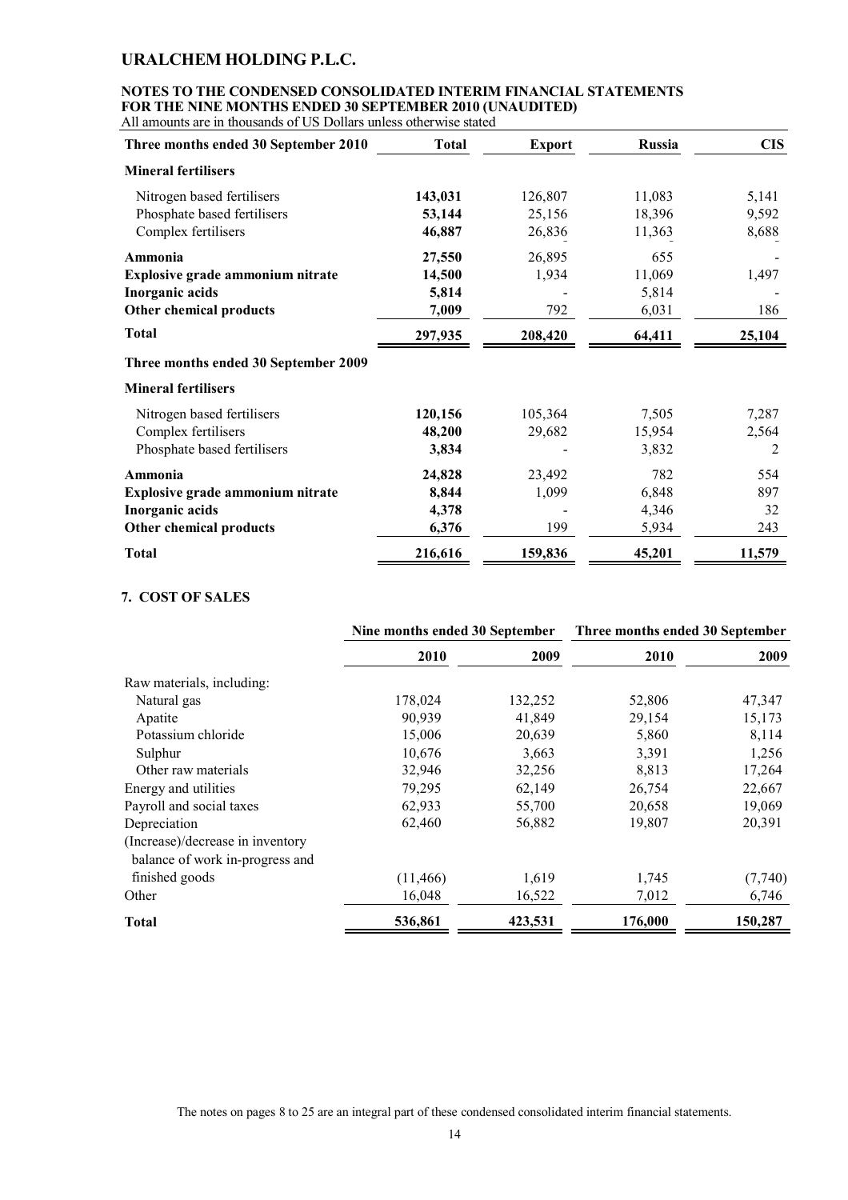# URALCHEM HOLDING P.L.C.

**NOTES TO THE CONDENSED CONSOLIDATED INTERIM FINANCIAL STATEMENTS FOR THE NINE MONTHS ENDED 30 SEPTEMBER 2010 (UNAUDITED)**
All amounts are in thousands of US Dollars unless otherwise stated

| Three months ended 30 September 2010 | Total | Export | Russia | CIS |
|---|---|---|---|---|
| **Mineral fertilisers** | | | | |
| Nitrogen based fertilisers | **143,031** | 126,807 | 11,083 | 5,141 |
| Phosphate based fertilisers | **53,144** | 25,156 | 18,396 | 9,592 |
| Complex fertilisers | **46,887** | 26,836 | 11,363 | 8,688 |
| **Ammonia** | **27,550** | 26,895 | 655 | - |
| **Explosive grade ammonium nitrate** | **14,500** | 1,934 | 11,069 | 1,497 |
| **Inorganic acids** | **5,814** | - | 5,814 | - |
| **Other chemical products** | **7,009** | 792 | 6,031 | 186 |
| **Total** | **297,935** | **208,420** | **64,411** | **25,104** |
| **Three months ended 30 September 2009** | | | | |
| **Mineral fertilisers** | | | | |
| Nitrogen based fertilisers | **120,156** | 105,364 | 7,505 | 7,287 |
| Complex fertilisers | **48,200** | 29,682 | 15,954 | 2,564 |
| Phosphate based fertilisers | **3,834** | - | 3,832 | 2 |
| **Ammonia** | **24,828** | 23,492 | 782 | 554 |
| **Explosive grade ammonium nitrate** | **8,844** | 1,099 | 6,848 | 897 |
| **Inorganic acids** | **4,378** | - | 4,346 | 32 |
| **Other chemical products** | **6,376** | 199 | 5,934 | 243 |
| **Total** | **216,616** | **159,836** | **45,201** | **11,579** |

## 7. COST OF SALES

| | Nine months ended 30 September | | Three months ended 30 September | |
|---|---|---|---|---|
| | **2010** | **2009** | **2010** | **2009** |
| Raw materials, including: | | | | |
| Natural gas | 178,024 | 132,252 | 52,806 | 47,347 |
| Apatite | 90,939 | 41,849 | 29,154 | 15,173 |
| Potassium chloride | 15,006 | 20,639 | 5,860 | 8,114 |
| Sulphur | 10,676 | 3,663 | 3,391 | 1,256 |
| Other raw materials | 32,946 | 32,256 | 8,813 | 17,264 |
| Energy and utilities | 79,295 | 62,149 | 26,754 | 22,667 |
| Payroll and social taxes | 62,933 | 55,700 | 20,658 | 19,069 |
| Depreciation | 62,460 | 56,882 | 19,807 | 20,391 |
| (Increase)/decrease in inventory balance of work in-progress and finished goods | (11,466) | 1,619 | 1,745 | (7,740) |
| Other | 16,048 | 16,522 | 7,012 | 6,746 |
| **Total** | **536,861** | **423,531** | **176,000** | **150,287** |

The notes on pages 8 to 25 are an integral part of these condensed consolidated interim financial statements.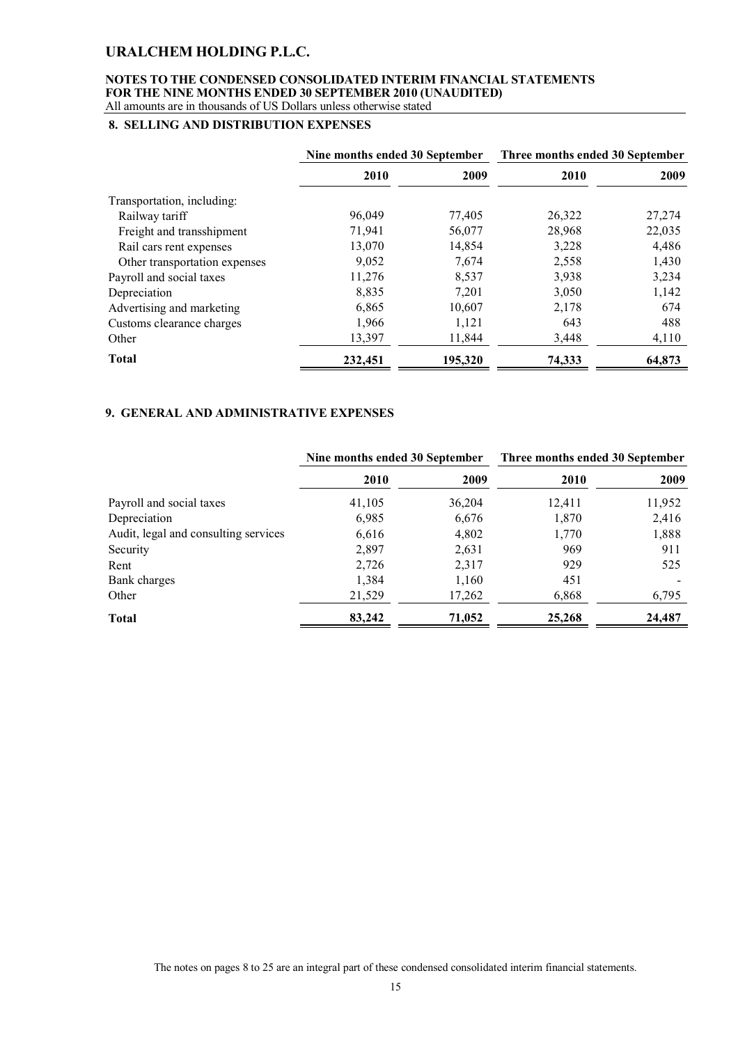## 8. SELLING AND DISTRIBUTION EXPENSES

| | Nine months ended 30 September | | Three months ended 30 September | |
|---|---|---|---|---|
| | 2010 | 2009 | 2010 | 2009 |
| Transportation, including: | | | | |
| Railway tariff | 96,049 | 77,405 | 26,322 | 27,274 |
| Freight and transshipment | 71,941 | 56,077 | 28,968 | 22,035 |
| Rail cars rent expenses | 13,070 | 14,854 | 3,228 | 4,486 |
| Other transportation expenses | 9,052 | 7,674 | 2,558 | 1,430 |
| Payroll and social taxes | 11,276 | 8,537 | 3,938 | 3,234 |
| Depreciation | 8,835 | 7,201 | 3,050 | 1,142 |
| Advertising and marketing | 6,865 | 10,607 | 2,178 | 674 |
| Customs clearance charges | 1,966 | 1,121 | 643 | 488 |
| Other | 13,397 | 11,844 | 3,448 | 4,110 |
| **Total** | **232,451** | **195,320** | **74,333** | **64,873** |

## 9. GENERAL AND ADMINISTRATIVE EXPENSES

| | Nine months ended 30 September | | Three months ended 30 September | |
|---|---|---|---|---|
| | 2010 | 2009 | 2010 | 2009 |
| Payroll and social taxes | 41,105 | 36,204 | 12,411 | 11,952 |
| Depreciation | 6,985 | 6,676 | 1,870 | 2,416 |
| Audit, legal and consulting services | 6,616 | 4,802 | 1,770 | 1,888 |
| Security | 2,897 | 2,631 | 969 | 911 |
| Rent | 2,726 | 2,317 | 929 | 525 |
| Bank charges | 1,384 | 1,160 | 451 | - |
| Other | 21,529 | 17,262 | 6,868 | 6,795 |
| **Total** | **83,242** | **71,052** | **25,268** | **24,487** |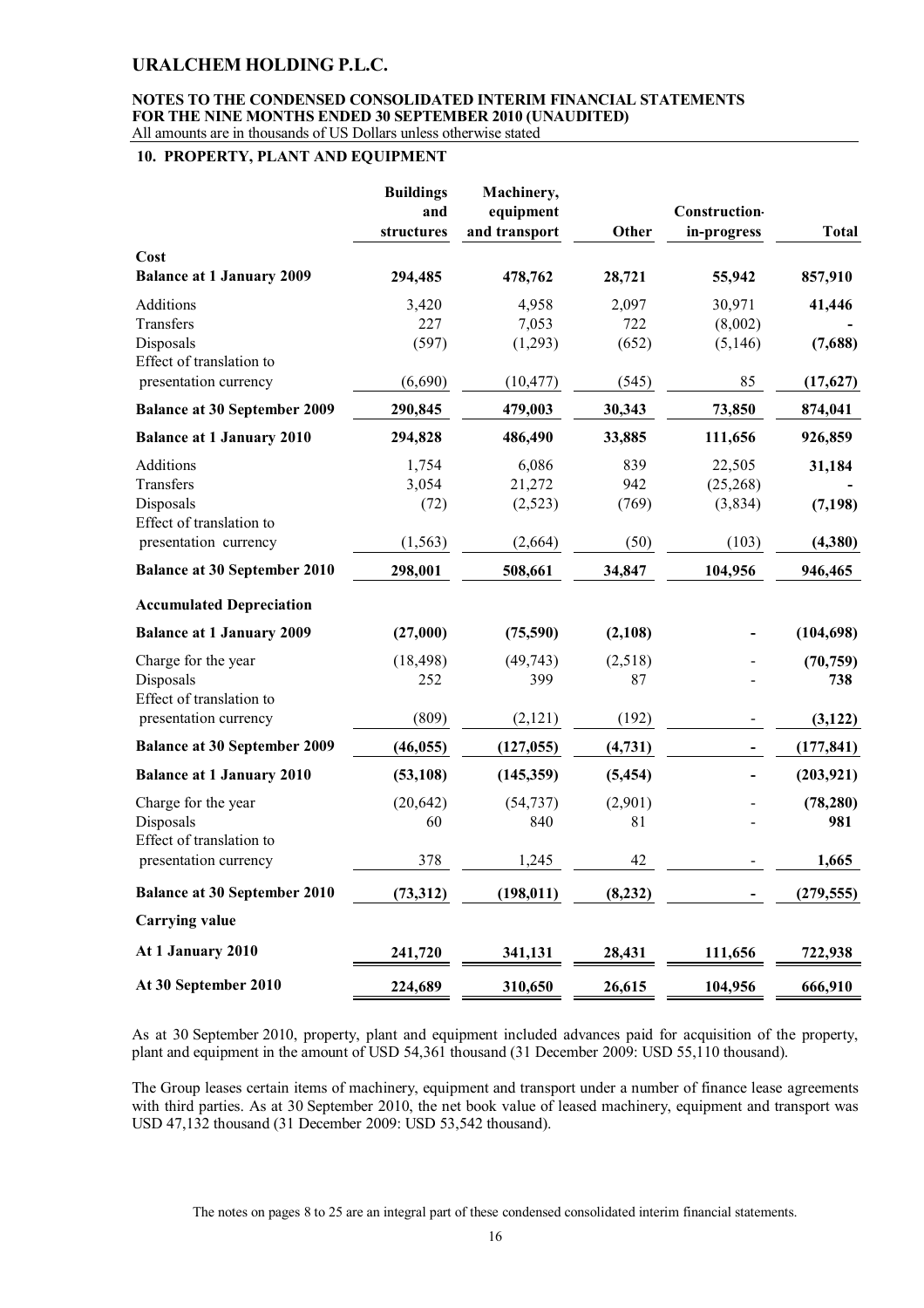# URALCHEM HOLDING P.L.C.

**NOTES TO THE CONDENSED CONSOLIDATED INTERIM FINANCIAL STATEMENTS FOR THE NINE MONTHS ENDED 30 SEPTEMBER 2010 (UNAUDITED)**

All amounts are in thousands of US Dollars unless otherwise stated

## 10. PROPERTY, PLANT AND EQUIPMENT

| | Buildings and structures | Machinery, equipment and transport | Other | Construction-in-progress | Total |
|---|---|---|---|---|---|
| **Cost** | | | | | |
| **Balance at 1 January 2009** | **294,485** | **478,762** | **28,721** | **55,942** | **857,910** |
| Additions | 3,420 | 4,958 | 2,097 | 30,971 | **41,446** |
| Transfers | 227 | 7,053 | 722 | (8,002) | **-** |
| Disposals | (597) | (1,293) | (652) | (5,146) | **(7,688)** |
| Effect of translation to presentation currency | (6,690) | (10,477) | (545) | 85 | **(17,627)** |
| **Balance at 30 September 2009** | **290,845** | **479,003** | **30,343** | **73,850** | **874,041** |
| **Balance at 1 January 2010** | **294,828** | **486,490** | **33,885** | **111,656** | **926,859** |
| Additions | 1,754 | 6,086 | 839 | 22,505 | **31,184** |
| Transfers | 3,054 | 21,272 | 942 | (25,268) | **-** |
| Disposals | (72) | (2,523) | (769) | (3,834) | **(7,198)** |
| Effect of translation to presentation currency | (1,563) | (2,664) | (50) | (103) | **(4,380)** |
| **Balance at 30 September 2010** | **298,001** | **508,661** | **34,847** | **104,956** | **946,465** |
| **Accumulated Depreciation** | | | | | |
| **Balance at 1 January 2009** | **(27,000)** | **(75,590)** | **(2,108)** | **-** | **(104,698)** |
| Charge for the year | (18,498) | (49,743) | (2,518) | - | **(70,759)** |
| Disposals | 252 | 399 | 87 | - | **738** |
| Effect of translation to presentation currency | (809) | (2,121) | (192) | - | **(3,122)** |
| **Balance at 30 September 2009** | **(46,055)** | **(127,055)** | **(4,731)** | **-** | **(177,841)** |
| **Balance at 1 January 2010** | **(53,108)** | **(145,359)** | **(5,454)** | **-** | **(203,921)** |
| Charge for the year | (20,642) | (54,737) | (2,901) | - | **(78,280)** |
| Disposals | 60 | 840 | 81 | - | **981** |
| Effect of translation to presentation currency | 378 | 1,245 | 42 | - | **1,665** |
| **Balance at 30 September 2010** | **(73,312)** | **(198,011)** | **(8,232)** | **-** | **(279,555)** |
| **Carrying value** | | | | | |
| **At 1 January 2010** | **241,720** | **341,131** | **28,431** | **111,656** | **722,938** |
| **At 30 September 2010** | **224,689** | **310,650** | **26,615** | **104,956** | **666,910** |

As at 30 September 2010, property, plant and equipment included advances paid for acquisition of the property, plant and equipment in the amount of USD 54,361 thousand (31 December 2009: USD 55,110 thousand).

The Group leases certain items of machinery, equipment and transport under a number of finance lease agreements with third parties. As at 30 September 2010, the net book value of leased machinery, equipment and transport was USD 47,132 thousand (31 December 2009: USD 53,542 thousand).

The notes on pages 8 to 25 are an integral part of these condensed consolidated interim financial statements.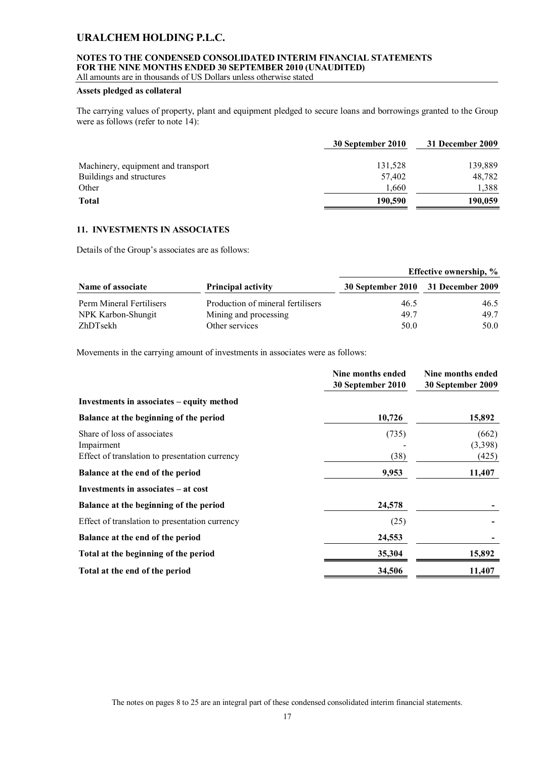**Assets pledged as collateral**

The carrying values of property, plant and equipment pledged to secure loans and borrowings granted to the Group were as follows (refer to note 14):

| | 30 September 2010 | 31 December 2009 |
|---|---|---|
| Machinery, equipment and transport | 131,528 | 139,889 |
| Buildings and structures | 57,402 | 48,782 |
| Other | 1,660 | 1,388 |
| **Total** | **190,590** | **190,059** |

## 11. INVESTMENTS IN ASSOCIATES

Details of the Group's associates are as follows:

| | | Effective ownership, % | |
|---|---|---|---|
| **Name of associate** | **Principal activity** | **30 September 2010** | **31 December 2009** |
| Perm Mineral Fertilisers | Production of mineral fertilisers | 46.5 | 46.5 |
| NPK Karbon-Shungit | Mining and processing | 49.7 | 49.7 |
| ZhDTsekh | Other services | 50.0 | 50.0 |

Movements in the carrying amount of investments in associates were as follows:

| | Nine months ended 30 September 2010 | Nine months ended 30 September 2009 |
|---|---|---|
| **Investments in associates – equity method** | | |
| **Balance at the beginning of the period** | **10,726** | **15,892** |
| Share of loss of associates | (735) | (662) |
| Impairment | - | (3,398) |
| Effect of translation to presentation currency | (38) | (425) |
| **Balance at the end of the period** | **9,953** | **11,407** |
| **Investments in associates – at cost** | | |
| **Balance at the beginning of the period** | **24,578** | **-** |
| Effect of translation to presentation currency | (25) | - |
| **Balance at the end of the period** | **24,553** | **-** |
| **Total at the beginning of the period** | **35,304** | **15,892** |
| **Total at the end of the period** | **34,506** | **11,407** |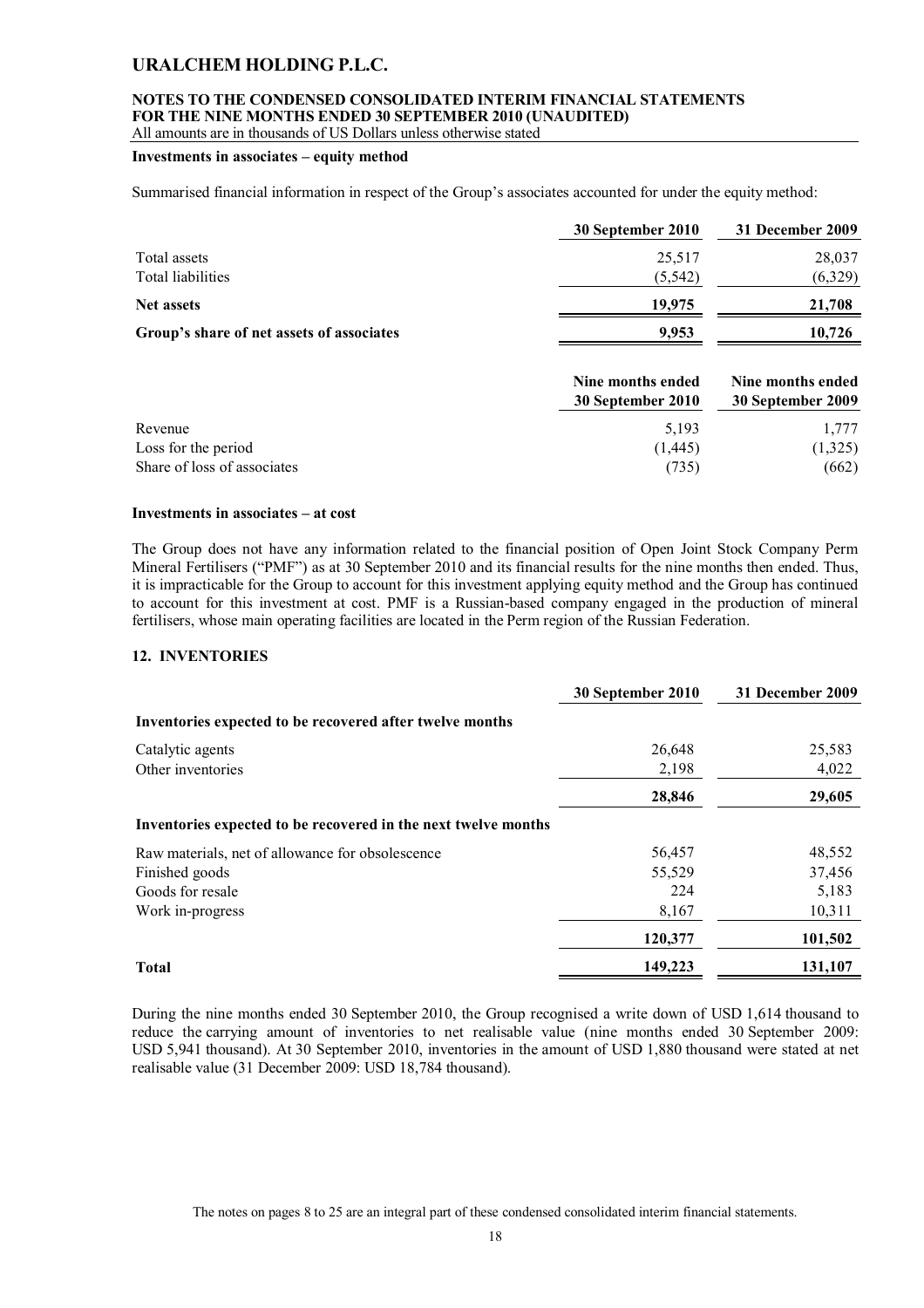**Investments in associates – equity method**

Summarised financial information in respect of the Group's associates accounted for under the equity method:

| | 30 September 2010 | 31 December 2009 |
|---|---|---|
| Total assets | 25,517 | 28,037 |
| Total liabilities | (5,542) | (6,329) |
| **Net assets** | **19,975** | **21,708** |
| **Group's share of net assets of associates** | **9,953** | **10,726** |

| | Nine months ended 30 September 2010 | Nine months ended 30 September 2009 |
|---|---|---|
| Revenue | 5,193 | 1,777 |
| Loss for the period | (1,445) | (1,325) |
| Share of loss of associates | (735) | (662) |

**Investments in associates – at cost**

The Group does not have any information related to the financial position of Open Joint Stock Company Perm Mineral Fertilisers ("PMF") as at 30 September 2010 and its financial results for the nine months then ended. Thus, it is impracticable for the Group to account for this investment applying equity method and the Group has continued to account for this investment at cost. PMF is a Russian-based company engaged in the production of mineral fertilisers, whose main operating facilities are located in the Perm region of the Russian Federation.

## 12. INVENTORIES

| | 30 September 2010 | 31 December 2009 |
|---|---|---|
| **Inventories expected to be recovered after twelve months** | | |
| Catalytic agents | 26,648 | 25,583 |
| Other inventories | 2,198 | 4,022 |
| | **28,846** | **29,605** |
| **Inventories expected to be recovered in the next twelve months** | | |
| Raw materials, net of allowance for obsolescence | 56,457 | 48,552 |
| Finished goods | 55,529 | 37,456 |
| Goods for resale | 224 | 5,183 |
| Work in-progress | 8,167 | 10,311 |
| | **120,377** | **101,502** |
| **Total** | **149,223** | **131,107** |

During the nine months ended 30 September 2010, the Group recognised a write down of USD 1,614 thousand to reduce the carrying amount of inventories to net realisable value (nine months ended 30 September 2009: USD 5,941 thousand). At 30 September 2010, inventories in the amount of USD 1,880 thousand were stated at net realisable value (31 December 2009: USD 18,784 thousand).

The notes on pages 8 to 25 are an integral part of these condensed consolidated interim financial statements.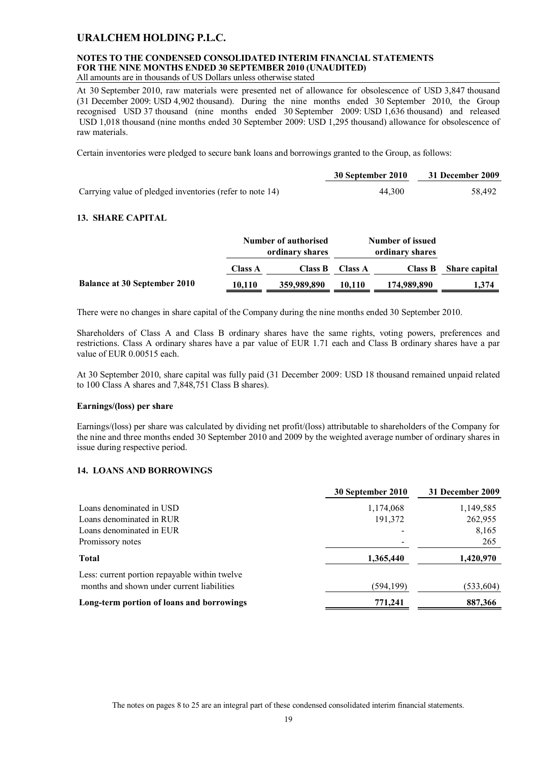At 30 September 2010, raw materials were presented net of allowance for obsolescence of USD 3,847 thousand (31 December 2009: USD 4,902 thousand). During the nine months ended 30 September 2010, the Group recognised USD 37 thousand (nine months ended 30 September 2009: USD 1,636 thousand) and released USD 1,018 thousand (nine months ended 30 September 2009: USD 1,295 thousand) allowance for obsolescence of raw materials.

Certain inventories were pledged to secure bank loans and borrowings granted to the Group, as follows:

| | 30 September 2010 | 31 December 2009 |
|---|---|---|
| Carrying value of pledged inventories (refer to note 14) | 44,300 | 58,492 |

## 13. SHARE CAPITAL

| | Number of authorised ordinary shares | | Number of issued ordinary shares | | |
|---|---|---|---|---|---|
| | Class A | Class B | Class A | Class B | Share capital |
| **Balance at 30 September 2010** | 10,110 | 359,989,890 | 10,110 | 174,989,890 | 1,374 |

There were no changes in share capital of the Company during the nine months ended 30 September 2010.

Shareholders of Class A and Class B ordinary shares have the same rights, voting powers, preferences and restrictions. Class A ordinary shares have a par value of EUR 1.71 each and Class B ordinary shares have a par value of EUR 0.00515 each.

At 30 September 2010, share capital was fully paid (31 December 2009: USD 18 thousand remained unpaid related to 100 Class A shares and 7,848,751 Class B shares).

**Earnings/(loss) per share**

Earnings/(loss) per share was calculated by dividing net profit/(loss) attributable to shareholders of the Company for the nine and three months ended 30 September 2010 and 2009 by the weighted average number of ordinary shares in issue during respective period.

## 14. LOANS AND BORROWINGS

| | 30 September 2010 | 31 December 2009 |
|---|---|---|
| Loans denominated in USD | 1,174,068 | 1,149,585 |
| Loans denominated in RUR | 191,372 | 262,955 |
| Loans denominated in EUR | - | 8,165 |
| Promissory notes | - | 265 |
| **Total** | **1,365,440** | **1,420,970** |
| Less: current portion repayable within twelve months and shown under current liabilities | (594,199) | (533,604) |
| **Long-term portion of loans and borrowings** | **771,241** | **887,366** |

The notes on pages 8 to 25 are an integral part of these condensed consolidated interim financial statements.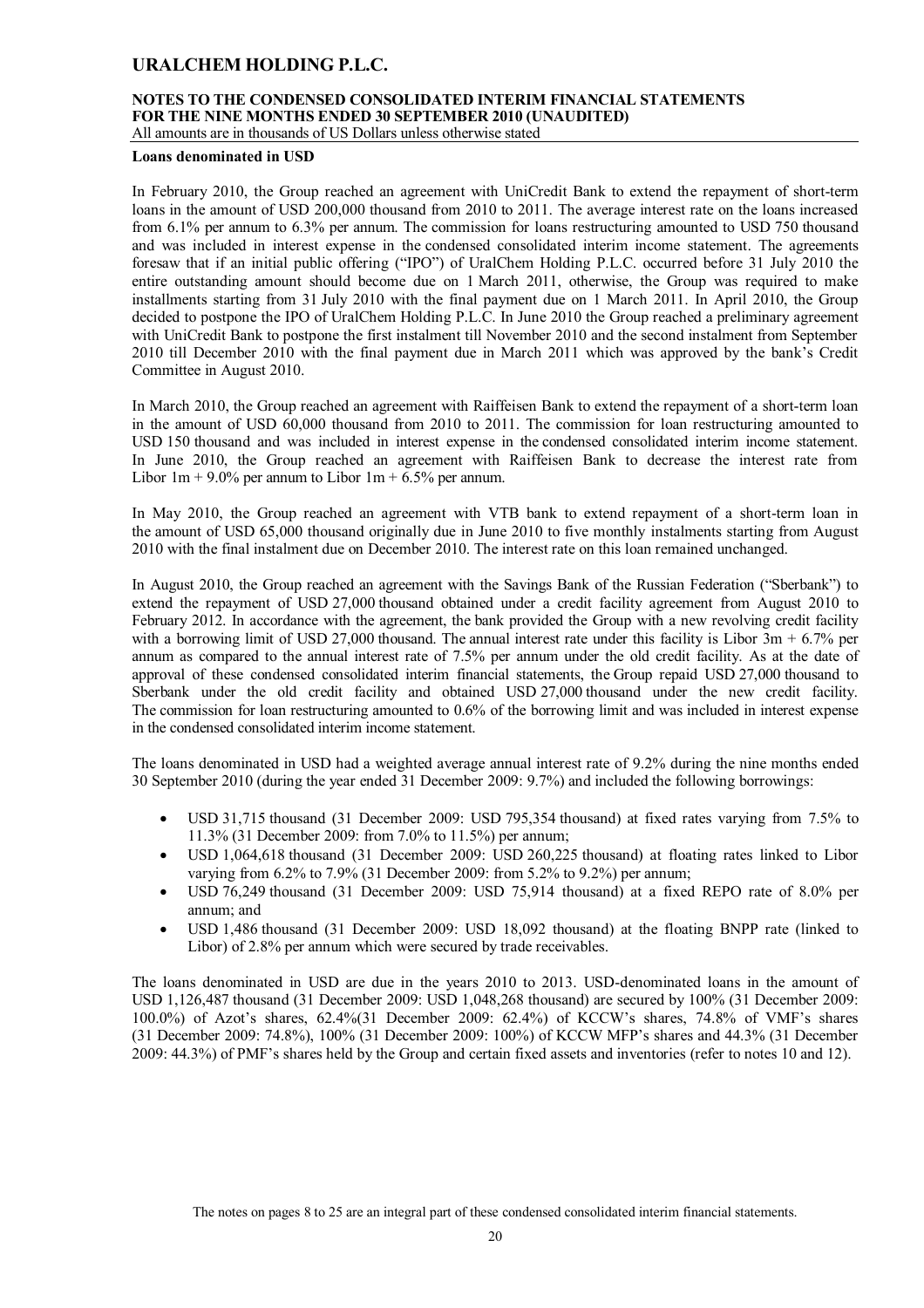**Loans denominated in USD**

In February 2010, the Group reached an agreement with UniCredit Bank to extend the repayment of short-term loans in the amount of USD 200,000 thousand from 2010 to 2011. The average interest rate on the loans increased from 6.1% per annum to 6.3% per annum. The commission for loans restructuring amounted to USD 750 thousand and was included in interest expense in the condensed consolidated interim income statement. The agreements foresaw that if an initial public offering ("IPO") of UralChem Holding P.L.C. occurred before 31 July 2010 the entire outstanding amount should become due on 1 March 2011, otherwise, the Group was required to make installments starting from 31 July 2010 with the final payment due on 1 March 2011. In April 2010, the Group decided to postpone the IPO of UralChem Holding P.L.C. In June 2010 the Group reached a preliminary agreement with UniCredit Bank to postpone the first instalment till November 2010 and the second instalment from September 2010 till December 2010 with the final payment due in March 2011 which was approved by the bank's Credit Committee in August 2010.

In March 2010, the Group reached an agreement with Raiffeisen Bank to extend the repayment of a short-term loan in the amount of USD 60,000 thousand from 2010 to 2011. The commission for loan restructuring amounted to USD 150 thousand and was included in interest expense in the condensed consolidated interim income statement. In June 2010, the Group reached an agreement with Raiffeisen Bank to decrease the interest rate from Libor 1m + 9.0% per annum to Libor 1m + 6.5% per annum.

In May 2010, the Group reached an agreement with VTB bank to extend repayment of a short-term loan in the amount of USD 65,000 thousand originally due in June 2010 to five monthly instalments starting from August 2010 with the final instalment due on December 2010. The interest rate on this loan remained unchanged.

In August 2010, the Group reached an agreement with the Savings Bank of the Russian Federation ("Sberbank") to extend the repayment of USD 27,000 thousand obtained under a credit facility agreement from August 2010 to February 2012. In accordance with the agreement, the bank provided the Group with a new revolving credit facility with a borrowing limit of USD 27,000 thousand. The annual interest rate under this facility is Libor 3m + 6.7% per annum as compared to the annual interest rate of 7.5% per annum under the old credit facility. As at the date of approval of these condensed consolidated interim financial statements, the Group repaid USD 27,000 thousand to Sberbank under the old credit facility and obtained USD 27,000 thousand under the new credit facility. The commission for loan restructuring amounted to 0.6% of the borrowing limit and was included in interest expense in the condensed consolidated interim income statement.

The loans denominated in USD had a weighted average annual interest rate of 9.2% during the nine months ended 30 September 2010 (during the year ended 31 December 2009: 9.7%) and included the following borrowings:

- USD 31,715 thousand (31 December 2009: USD 795,354 thousand) at fixed rates varying from 7.5% to 11.3% (31 December 2009: from 7.0% to 11.5%) per annum;
- USD 1,064,618 thousand (31 December 2009: USD 260,225 thousand) at floating rates linked to Libor varying from 6.2% to 7.9% (31 December 2009: from 5.2% to 9.2%) per annum;
- USD 76,249 thousand (31 December 2009: USD 75,914 thousand) at a fixed REPO rate of 8.0% per annum; and
- USD 1,486 thousand (31 December 2009: USD 18,092 thousand) at the floating BNPP rate (linked to Libor) of 2.8% per annum which were secured by trade receivables.

The loans denominated in USD are due in the years 2010 to 2013. USD-denominated loans in the amount of USD 1,126,487 thousand (31 December 2009: USD 1,048,268 thousand) are secured by 100% (31 December 2009: 100.0%) of Azot's shares, 62.4%(31 December 2009: 62.4%) of KCCW's shares, 74.8% of VMF's shares (31 December 2009: 74.8%), 100% (31 December 2009: 100%) of KCCW MFP's shares and 44.3% (31 December 2009: 44.3%) of PMF's shares held by the Group and certain fixed assets and inventories (refer to notes 10 and 12).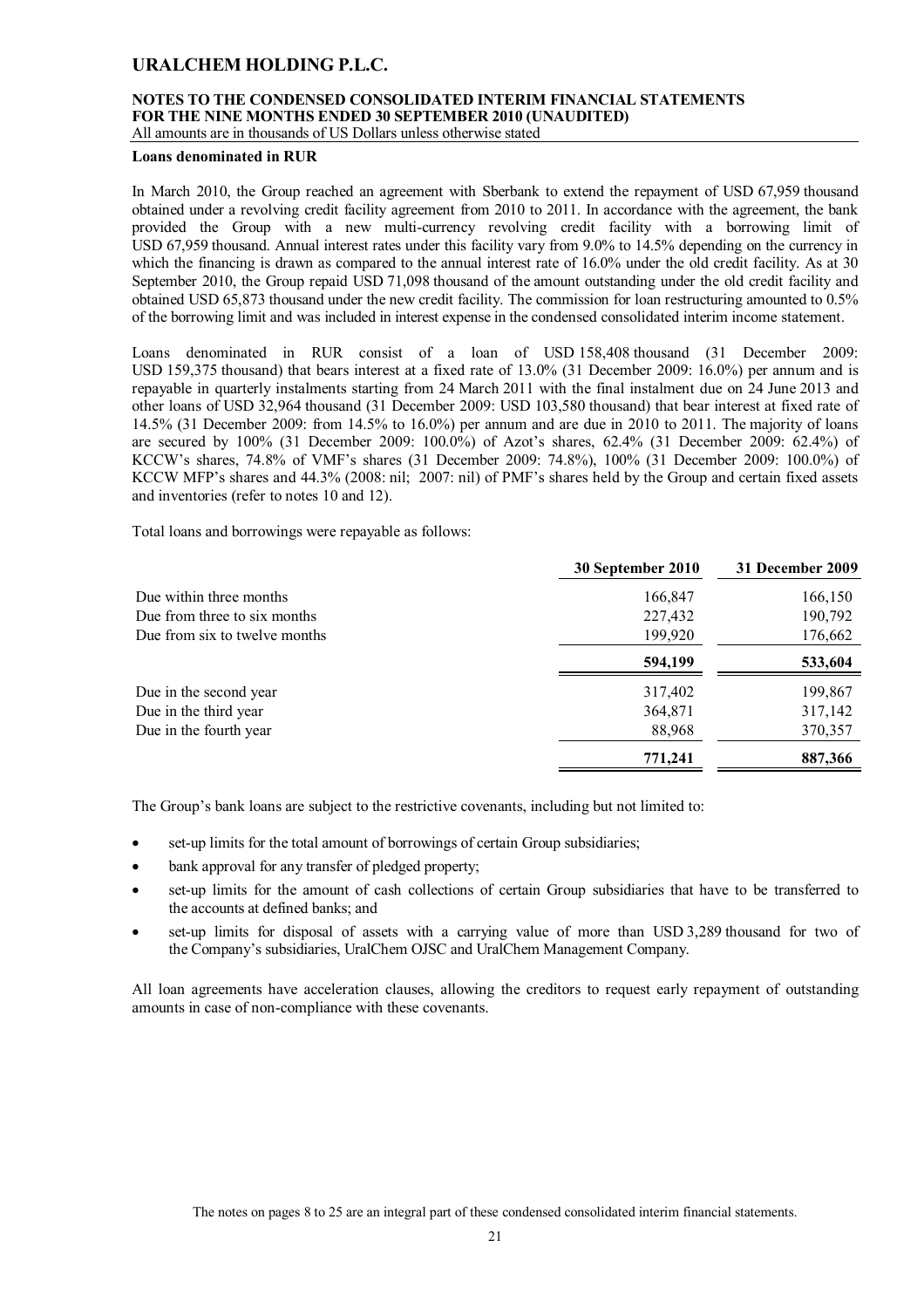**Loans denominated in RUR**

In March 2010, the Group reached an agreement with Sberbank to extend the repayment of USD 67,959 thousand obtained under a revolving credit facility agreement from 2010 to 2011. In accordance with the agreement, the bank provided the Group with a new multi-currency revolving credit facility with a borrowing limit of USD 67,959 thousand. Annual interest rates under this facility vary from 9.0% to 14.5% depending on the currency in which the financing is drawn as compared to the annual interest rate of 16.0% under the old credit facility. As at 30 September 2010, the Group repaid USD 71,098 thousand of the amount outstanding under the old credit facility and obtained USD 65,873 thousand under the new credit facility. The commission for loan restructuring amounted to 0.5% of the borrowing limit and was included in interest expense in the condensed consolidated interim income statement.

Loans denominated in RUR consist of a loan of USD 158,408 thousand (31 December 2009: USD 159,375 thousand) that bears interest at a fixed rate of 13.0% (31 December 2009: 16.0%) per annum and is repayable in quarterly instalments starting from 24 March 2011 with the final instalment due on 24 June 2013 and other loans of USD 32,964 thousand (31 December 2009: USD 103,580 thousand) that bear interest at fixed rate of 14.5% (31 December 2009: from 14.5% to 16.0%) per annum and are due in 2010 to 2011. The majority of loans are secured by 100% (31 December 2009: 100.0%) of Azot's shares, 62.4% (31 December 2009: 62.4%) of KCCW's shares, 74.8% of VMF's shares (31 December 2009: 74.8%), 100% (31 December 2009: 100.0%) of KCCW MFP's shares and 44.3% (2008: nil; 2007: nil) of PMF's shares held by the Group and certain fixed assets and inventories (refer to notes 10 and 12).

Total loans and borrowings were repayable as follows:

| | 30 September 2010 | 31 December 2009 |
|---|---|---|
| Due within three months | 166,847 | 166,150 |
| Due from three to six months | 227,432 | 190,792 |
| Due from six to twelve months | 199,920 | 176,662 |
| | **594,199** | **533,604** |
| Due in the second year | 317,402 | 199,867 |
| Due in the third year | 364,871 | 317,142 |
| Due in the fourth year | 88,968 | 370,357 |
| | **771,241** | **887,366** |

The Group's bank loans are subject to the restrictive covenants, including but not limited to:

- set-up limits for the total amount of borrowings of certain Group subsidiaries;
- bank approval for any transfer of pledged property;
- set-up limits for the amount of cash collections of certain Group subsidiaries that have to be transferred to the accounts at defined banks; and
- set-up limits for disposal of assets with a carrying value of more than USD 3,289 thousand for two of the Company's subsidiaries, UralChem OJSC and UralChem Management Company.

All loan agreements have acceleration clauses, allowing the creditors to request early repayment of outstanding amounts in case of non-compliance with these covenants.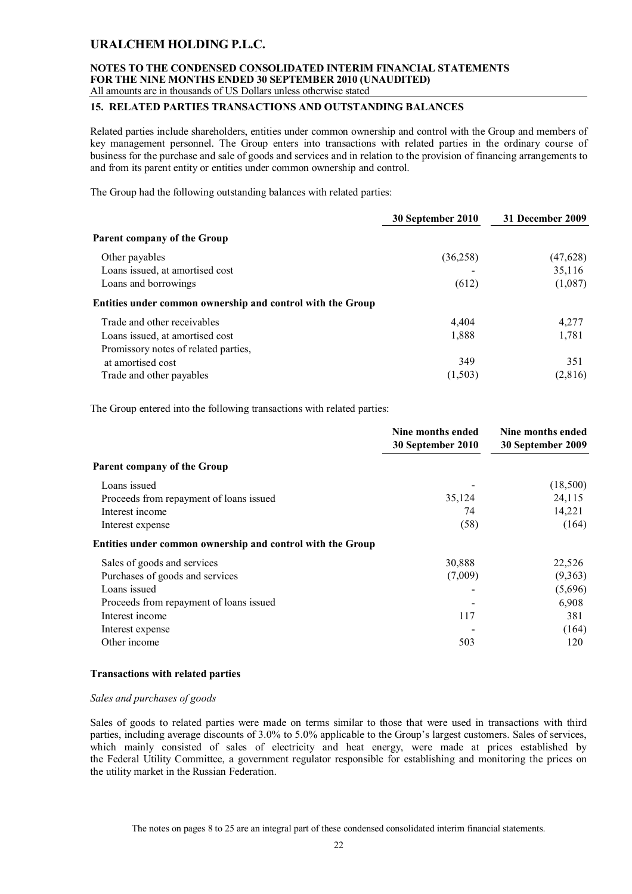## 15. RELATED PARTIES TRANSACTIONS AND OUTSTANDING BALANCES

Related parties include shareholders, entities under common ownership and control with the Group and members of key management personnel. The Group enters into transactions with related parties in the ordinary course of business for the purchase and sale of goods and services and in relation to the provision of financing arrangements to and from its parent entity or entities under common ownership and control.

The Group had the following outstanding balances with related parties:

| | 30 September 2010 | 31 December 2009 |
|---|---|---|
| **Parent company of the Group** | | |
| Other payables | (36,258) | (47,628) |
| Loans issued, at amortised cost | - | 35,116 |
| Loans and borrowings | (612) | (1,087) |
| **Entities under common ownership and control with the Group** | | |
| Trade and other receivables | 4,404 | 4,277 |
| Loans issued, at amortised cost | 1,888 | 1,781 |
| Promissory notes of related parties, at amortised cost | 349 | 351 |
| Trade and other payables | (1,503) | (2,816) |

The Group entered into the following transactions with related parties:

| | Nine months ended 30 September 2010 | Nine months ended 30 September 2009 |
|---|---|---|
| **Parent company of the Group** | | |
| Loans issued | - | (18,500) |
| Proceeds from repayment of loans issued | 35,124 | 24,115 |
| Interest income | 74 | 14,221 |
| Interest expense | (58) | (164) |
| **Entities under common ownership and control with the Group** | | |
| Sales of goods and services | 30,888 | 22,526 |
| Purchases of goods and services | (7,009) | (9,363) |
| Loans issued | - | (5,696) |
| Proceeds from repayment of loans issued | - | 6,908 |
| Interest income | 117 | 381 |
| Interest expense | - | (164) |
| Other income | 503 | 120 |

### Transactions with related parties

*Sales and purchases of goods*

Sales of goods to related parties were made on terms similar to those that were used in transactions with third parties, including average discounts of 3.0% to 5.0% applicable to the Group's largest customers. Sales of services, which mainly consisted of sales of electricity and heat energy, were made at prices established by the Federal Utility Committee, a government regulator responsible for establishing and monitoring the prices on the utility market in the Russian Federation.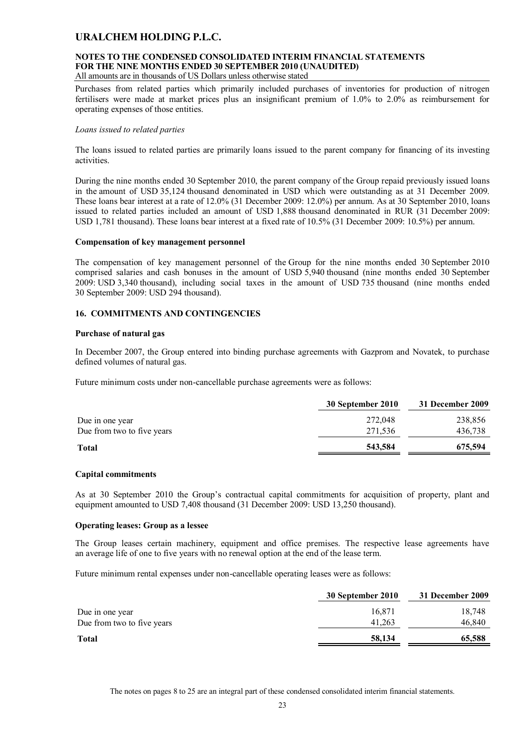Purchases from related parties which primarily included purchases of inventories for production of nitrogen fertilisers were made at market prices plus an insignificant premium of 1.0% to 2.0% as reimbursement for operating expenses of those entities.

*Loans issued to related parties*

The loans issued to related parties are primarily loans issued to the parent company for financing of its investing activities.

During the nine months ended 30 September 2010, the parent company of the Group repaid previously issued loans in the amount of USD 35,124 thousand denominated in USD which were outstanding as at 31 December 2009. These loans bear interest at a rate of 12.0% (31 December 2009: 12.0%) per annum. As at 30 September 2010, loans issued to related parties included an amount of USD 1,888 thousand denominated in RUR (31 December 2009: USD 1,781 thousand). These loans bear interest at a fixed rate of 10.5% (31 December 2009: 10.5%) per annum.

**Compensation of key management personnel**

The compensation of key management personnel of the Group for the nine months ended 30 September 2010 comprised salaries and cash bonuses in the amount of USD 5,940 thousand (nine months ended 30 September 2009: USD 3,340 thousand), including social taxes in the amount of USD 735 thousand (nine months ended 30 September 2009: USD 294 thousand).

## 16. COMMITMENTS AND CONTINGENCIES

**Purchase of natural gas**

In December 2007, the Group entered into binding purchase agreements with Gazprom and Novatek, to purchase defined volumes of natural gas.

Future minimum costs under non-cancellable purchase agreements were as follows:

| | 30 September 2010 | 31 December 2009 |
|---|---|---|
| Due in one year | 272,048 | 238,856 |
| Due from two to five years | 271,536 | 436,738 |
| **Total** | **543,584** | **675,594** |

**Capital commitments**

As at 30 September 2010 the Group's contractual capital commitments for acquisition of property, plant and equipment amounted to USD 7,408 thousand (31 December 2009: USD 13,250 thousand).

**Operating leases: Group as a lessee**

The Group leases certain machinery, equipment and office premises. The respective lease agreements have an average life of one to five years with no renewal option at the end of the lease term.

Future minimum rental expenses under non-cancellable operating leases were as follows:

| | 30 September 2010 | 31 December 2009 |
|---|---|---|
| Due in one year | 16,871 | 18,748 |
| Due from two to five years | 41,263 | 46,840 |
| **Total** | **58,134** | **65,588** |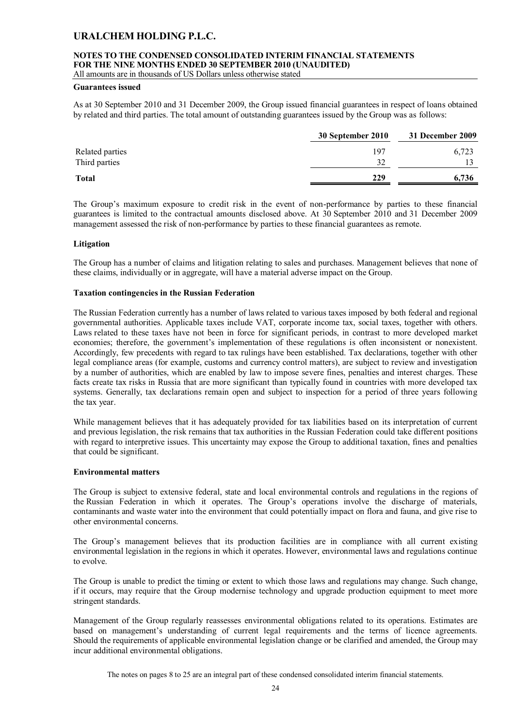**Guarantees issued**

As at 30 September 2010 and 31 December 2009, the Group issued financial guarantees in respect of loans obtained by related and third parties. The total amount of outstanding guarantees issued by the Group was as follows:

| | 30 September 2010 | 31 December 2009 |
|---|---|---|
| Related parties | 197 | 6,723 |
| Third parties | 32 | 13 |
| **Total** | **229** | **6,736** |

The Group's maximum exposure to credit risk in the event of non-performance by parties to these financial guarantees is limited to the contractual amounts disclosed above. At 30 September 2010 and 31 December 2009 management assessed the risk of non-performance by parties to these financial guarantees as remote.

**Litigation**

The Group has a number of claims and litigation relating to sales and purchases. Management believes that none of these claims, individually or in aggregate, will have a material adverse impact on the Group.

**Taxation contingencies in the Russian Federation**

The Russian Federation currently has a number of laws related to various taxes imposed by both federal and regional governmental authorities. Applicable taxes include VAT, corporate income tax, social taxes, together with others. Laws related to these taxes have not been in force for significant periods, in contrast to more developed market economies; therefore, the government's implementation of these regulations is often inconsistent or nonexistent. Accordingly, few precedents with regard to tax rulings have been established. Tax declarations, together with other legal compliance areas (for example, customs and currency control matters), are subject to review and investigation by a number of authorities, which are enabled by law to impose severe fines, penalties and interest charges. These facts create tax risks in Russia that are more significant than typically found in countries with more developed tax systems. Generally, tax declarations remain open and subject to inspection for a period of three years following the tax year.

While management believes that it has adequately provided for tax liabilities based on its interpretation of current and previous legislation, the risk remains that tax authorities in the Russian Federation could take different positions with regard to interpretive issues. This uncertainty may expose the Group to additional taxation, fines and penalties that could be significant.

**Environmental matters**

The Group is subject to extensive federal, state and local environmental controls and regulations in the regions of the Russian Federation in which it operates. The Group's operations involve the discharge of materials, contaminants and waste water into the environment that could potentially impact on flora and fauna, and give rise to other environmental concerns.

The Group's management believes that its production facilities are in compliance with all current existing environmental legislation in the regions in which it operates. However, environmental laws and regulations continue to evolve.

The Group is unable to predict the timing or extent to which those laws and regulations may change. Such change, if it occurs, may require that the Group modernise technology and upgrade production equipment to meet more stringent standards.

Management of the Group regularly reassesses environmental obligations related to its operations. Estimates are based on management's understanding of current legal requirements and the terms of licence agreements. Should the requirements of applicable environmental legislation change or be clarified and amended, the Group may incur additional environmental obligations.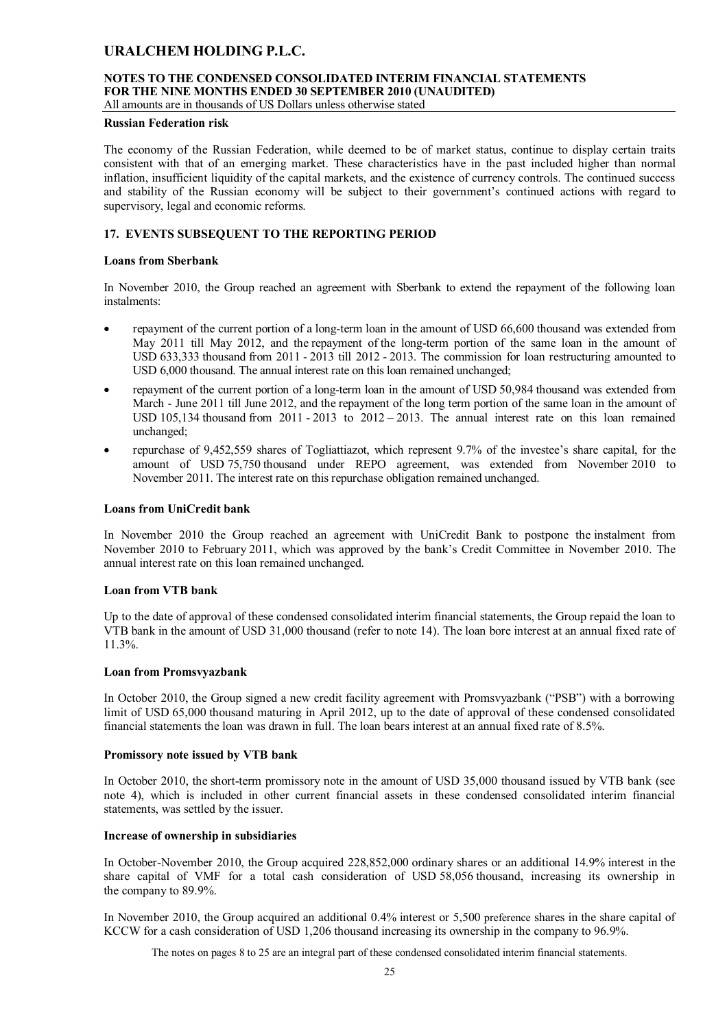#### Russian Federation risk

The economy of the Russian Federation, while deemed to be of market status, continue to display certain traits consistent with that of an emerging market. These characteristics have in the past included higher than normal inflation, insufficient liquidity of the capital markets, and the existence of currency controls. The continued success and stability of the Russian economy will be subject to their government's continued actions with regard to supervisory, legal and economic reforms.

### 17. EVENTS SUBSEQUENT TO THE REPORTING PERIOD

#### Loans from Sberbank

In November 2010, the Group reached an agreement with Sberbank to extend the repayment of the following loan instalments:

- repayment of the current portion of a long-term loan in the amount of USD 66,600 thousand was extended from May 2011 till May 2012, and the repayment of the long-term portion of the same loan in the amount of USD 633,333 thousand from 2011 - 2013 till 2012 - 2013. The commission for loan restructuring amounted to USD 6,000 thousand. The annual interest rate on this loan remained unchanged;
- repayment of the current portion of a long-term loan in the amount of USD 50,984 thousand was extended from March - June 2011 till June 2012, and the repayment of the long term portion of the same loan in the amount of USD 105,134 thousand from 2011 - 2013 to 2012 – 2013. The annual interest rate on this loan remained unchanged;
- repurchase of 9,452,559 shares of Togliattiazot, which represent 9.7% of the investee's share capital, for the amount of USD 75,750 thousand under REPO agreement, was extended from November 2010 to November 2011. The interest rate on this repurchase obligation remained unchanged.

#### Loans from UniCredit bank

In November 2010 the Group reached an agreement with UniCredit Bank to postpone the instalment from November 2010 to February 2011, which was approved by the bank's Credit Committee in November 2010. The annual interest rate on this loan remained unchanged.

#### Loan from VTB bank

Up to the date of approval of these condensed consolidated interim financial statements, the Group repaid the loan to VTB bank in the amount of USD 31,000 thousand (refer to note 14). The loan bore interest at an annual fixed rate of 11.3%.

#### Loan from Promsvyazbank

In October 2010, the Group signed a new credit facility agreement with Promsvyazbank ("PSB") with a borrowing limit of USD 65,000 thousand maturing in April 2012, up to the date of approval of these condensed consolidated financial statements the loan was drawn in full. The loan bears interest at an annual fixed rate of 8.5%.

#### Promissory note issued by VTB bank

In October 2010, the short-term promissory note in the amount of USD 35,000 thousand issued by VTB bank (see note 4), which is included in other current financial assets in these condensed consolidated interim financial statements, was settled by the issuer.

#### Increase of ownership in subsidiaries

In October-November 2010, the Group acquired 228,852,000 ordinary shares or an additional 14.9% interest in the share capital of VMF for a total cash consideration of USD 58,056 thousand, increasing its ownership in the company to 89.9%.

In November 2010, the Group acquired an additional 0.4% interest or 5,500 preference shares in the share capital of KCCW for a cash consideration of USD 1,206 thousand increasing its ownership in the company to 96.9%.

The notes on pages 8 to 25 are an integral part of these condensed consolidated interim financial statements.